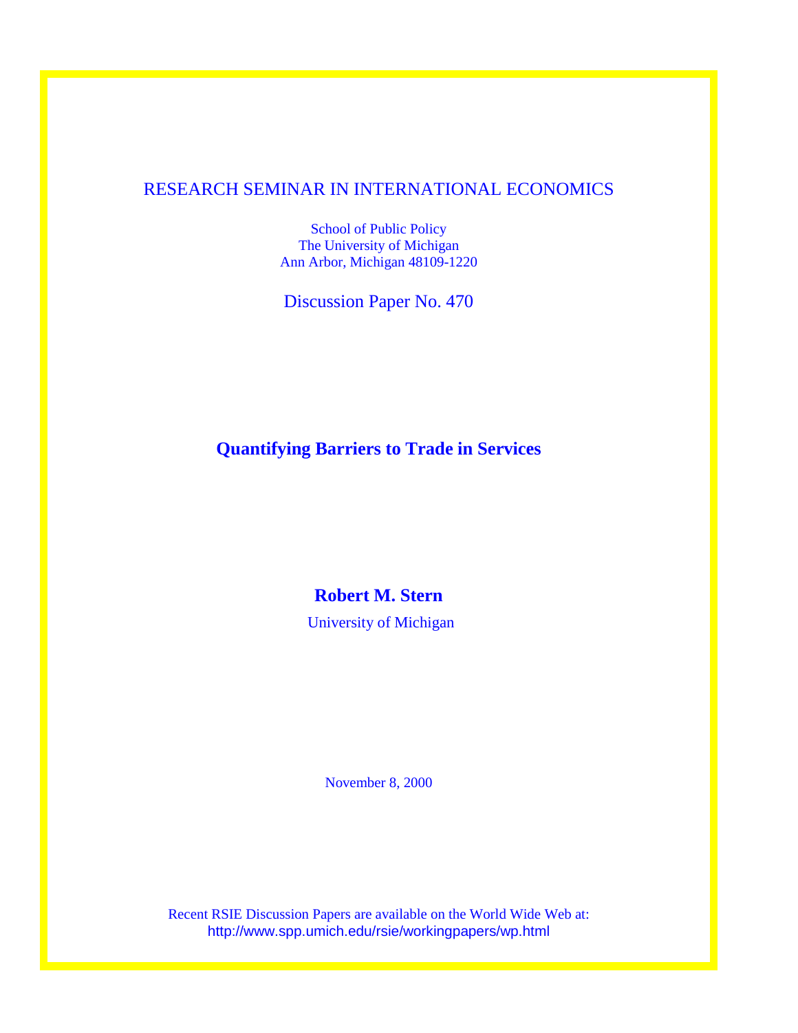RESEARCH SEMINAR IN INTERNATIONAL ECONOMICS

School of Public Policy
The University of Michigan
Ann Arbor, Michigan 48109-1220

Discussion Paper No. 470

# Quantifying Barriers to Trade in Services

**Robert M. Stern**

University of Michigan

November 8, 2000

Recent RSIE Discussion Papers are available on the World Wide Web at:
http://www.spp.umich.edu/rsie/workingpapers/wp.html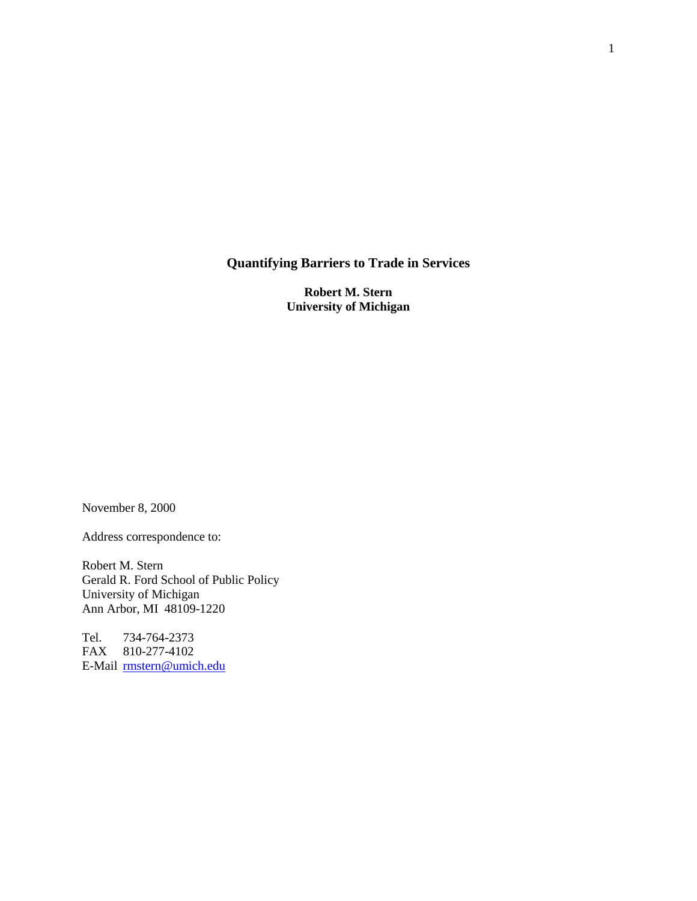# Quantifying Barriers to Trade in Services

**Robert M. Stern**
**University of Michigan**

November 8, 2000

Address correspondence to:

Robert M. Stern
Gerald R. Ford School of Public Policy
University of Michigan
Ann Arbor, MI 48109-1220

Tel. 734-764-2373
FAX 810-277-4102
E-Mail rmstern@umich.edu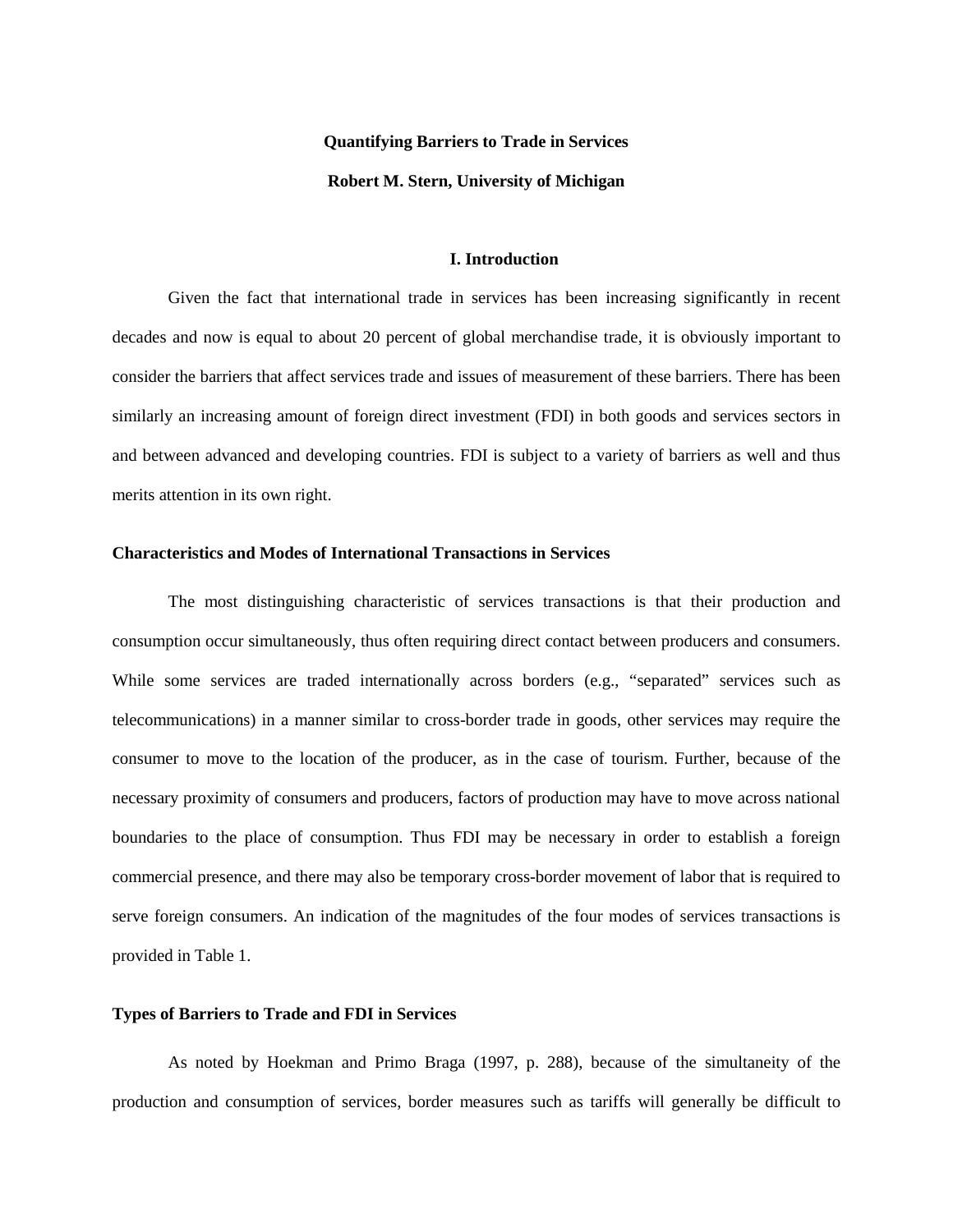**Quantifying Barriers to Trade in Services**

**Robert M. Stern, University of Michigan**

## I. Introduction

Given the fact that international trade in services has been increasing significantly in recent decades and now is equal to about 20 percent of global merchandise trade, it is obviously important to consider the barriers that affect services trade and issues of measurement of these barriers. There has been similarly an increasing amount of foreign direct investment (FDI) in both goods and services sectors in and between advanced and developing countries. FDI is subject to a variety of barriers as well and thus merits attention in its own right.

### Characteristics and Modes of International Transactions in Services

The most distinguishing characteristic of services transactions is that their production and consumption occur simultaneously, thus often requiring direct contact between producers and consumers. While some services are traded internationally across borders (e.g., "separated" services such as telecommunications) in a manner similar to cross-border trade in goods, other services may require the consumer to move to the location of the producer, as in the case of tourism. Further, because of the necessary proximity of consumers and producers, factors of production may have to move across national boundaries to the place of consumption. Thus FDI may be necessary in order to establish a foreign commercial presence, and there may also be temporary cross-border movement of labor that is required to serve foreign consumers. An indication of the magnitudes of the four modes of services transactions is provided in Table 1.

### Types of Barriers to Trade and FDI in Services

As noted by Hoekman and Primo Braga (1997, p. 288), because of the simultaneity of the production and consumption of services, border measures such as tariffs will generally be difficult to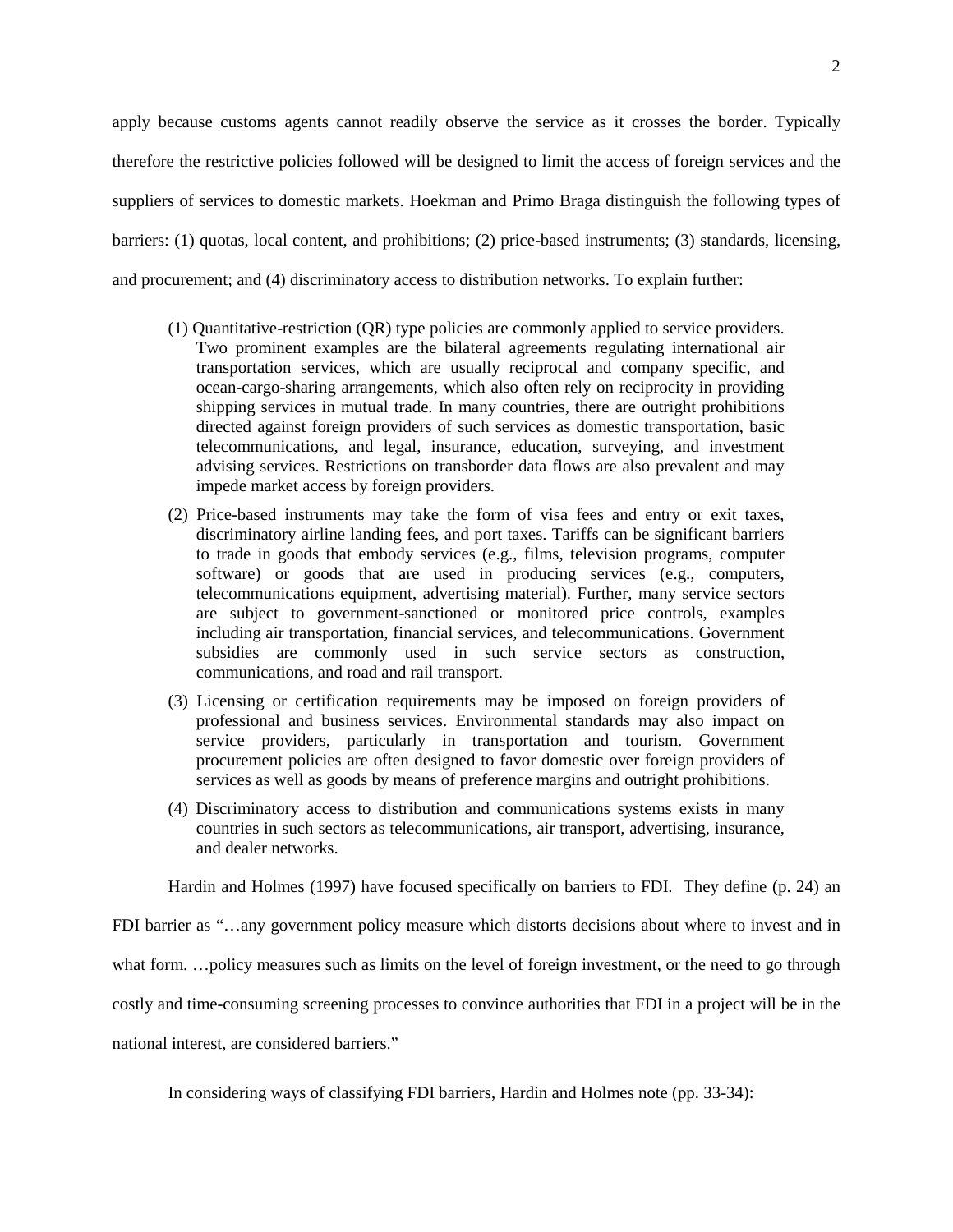apply because customs agents cannot readily observe the service as it crosses the border. Typically therefore the restrictive policies followed will be designed to limit the access of foreign services and the suppliers of services to domestic markets. Hoekman and Primo Braga distinguish the following types of barriers: (1) quotas, local content, and prohibitions; (2) price-based instruments; (3) standards, licensing, and procurement; and (4) discriminatory access to distribution networks. To explain further:

> (1) Quantitative-restriction (QR) type policies are commonly applied to service providers. Two prominent examples are the bilateral agreements regulating international air transportation services, which are usually reciprocal and company specific, and ocean-cargo-sharing arrangements, which also often rely on reciprocity in providing shipping services in mutual trade. In many countries, there are outright prohibitions directed against foreign providers of such services as domestic transportation, basic telecommunications, and legal, insurance, education, surveying, and investment advising services. Restrictions on transborder data flows are also prevalent and may impede market access by foreign providers.
>
> (2) Price-based instruments may take the form of visa fees and entry or exit taxes, discriminatory airline landing fees, and port taxes. Tariffs can be significant barriers to trade in goods that embody services (e.g., films, television programs, computer software) or goods that are used in producing services (e.g., computers, telecommunications equipment, advertising material). Further, many service sectors are subject to government-sanctioned or monitored price controls, examples including air transportation, financial services, and telecommunications. Government subsidies are commonly used in such service sectors as construction, communications, and road and rail transport.
>
> (3) Licensing or certification requirements may be imposed on foreign providers of professional and business services. Environmental standards may also impact on service providers, particularly in transportation and tourism. Government procurement policies are often designed to favor domestic over foreign providers of services as well as goods by means of preference margins and outright prohibitions.
>
> (4) Discriminatory access to distribution and communications systems exists in many countries in such sectors as telecommunications, air transport, advertising, insurance, and dealer networks.

Hardin and Holmes (1997) have focused specifically on barriers to FDI. They define (p. 24) an FDI barrier as "…any government policy measure which distorts decisions about where to invest and in what form. …policy measures such as limits on the level of foreign investment, or the need to go through costly and time-consuming screening processes to convince authorities that FDI in a project will be in the national interest, are considered barriers."

In considering ways of classifying FDI barriers, Hardin and Holmes note (pp. 33-34):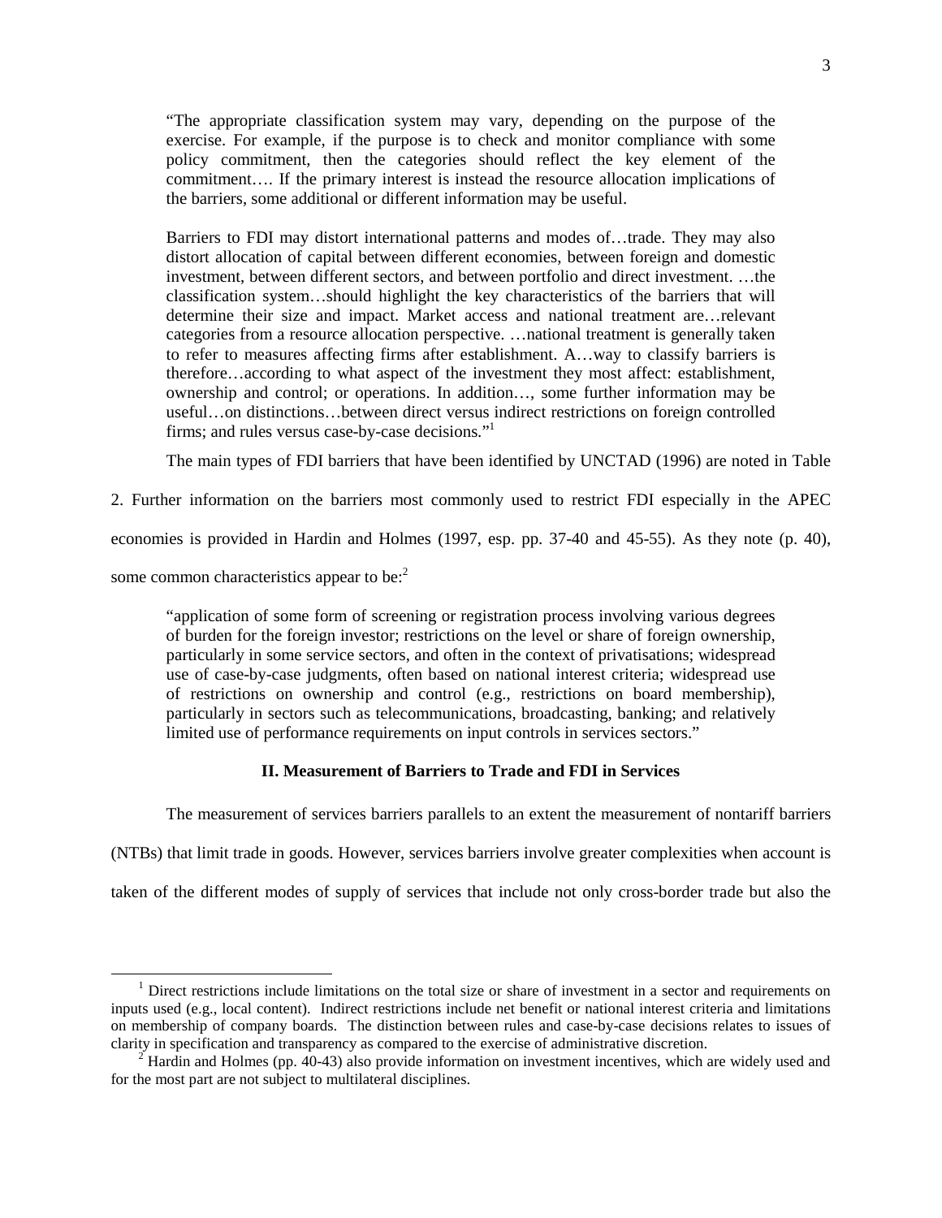> "The appropriate classification system may vary, depending on the purpose of the exercise. For example, if the purpose is to check and monitor compliance with some policy commitment, then the categories should reflect the key element of the commitment…. If the primary interest is instead the resource allocation implications of the barriers, some additional or different information may be useful.
>
> Barriers to FDI may distort international patterns and modes of…trade. They may also distort allocation of capital between different economies, between foreign and domestic investment, between different sectors, and between portfolio and direct investment. …the classification system…should highlight the key characteristics of the barriers that will determine their size and impact. Market access and national treatment are…relevant categories from a resource allocation perspective. …national treatment is generally taken to refer to measures affecting firms after establishment. A…way to classify barriers is therefore…according to what aspect of the investment they most affect: establishment, ownership and control; or operations. In addition…, some further information may be useful…on distinctions…between direct versus indirect restrictions on foreign controlled firms; and rules versus case-by-case decisions."[1]

The main types of FDI barriers that have been identified by UNCTAD (1996) are noted in Table 2. Further information on the barriers most commonly used to restrict FDI especially in the APEC economies is provided in Hardin and Holmes (1997, esp. pp. 37-40 and 45-55). As they note (p. 40), some common characteristics appear to be:[2]

> "application of some form of screening or registration process involving various degrees of burden for the foreign investor; restrictions on the level or share of foreign ownership, particularly in some service sectors, and often in the context of privatisations; widespread use of case-by-case judgments, often based on national interest criteria; widespread use of restrictions on ownership and control (e.g., restrictions on board membership), particularly in sectors such as telecommunications, broadcasting, banking; and relatively limited use of performance requirements on input controls in services sectors."

## II. Measurement of Barriers to Trade and FDI in Services

The measurement of services barriers parallels to an extent the measurement of nontariff barriers (NTBs) that limit trade in goods. However, services barriers involve greater complexities when account is taken of the different modes of supply of services that include not only cross-border trade but also the

---

[1] Direct restrictions include limitations on the total size or share of investment in a sector and requirements on inputs used (e.g., local content). Indirect restrictions include net benefit or national interest criteria and limitations on membership of company boards. The distinction between rules and case-by-case decisions relates to issues of clarity in specification and transparency as compared to the exercise of administrative discretion.

[2] Hardin and Holmes (pp. 40-43) also provide information on investment incentives, which are widely used and for the most part are not subject to multilateral disciplines.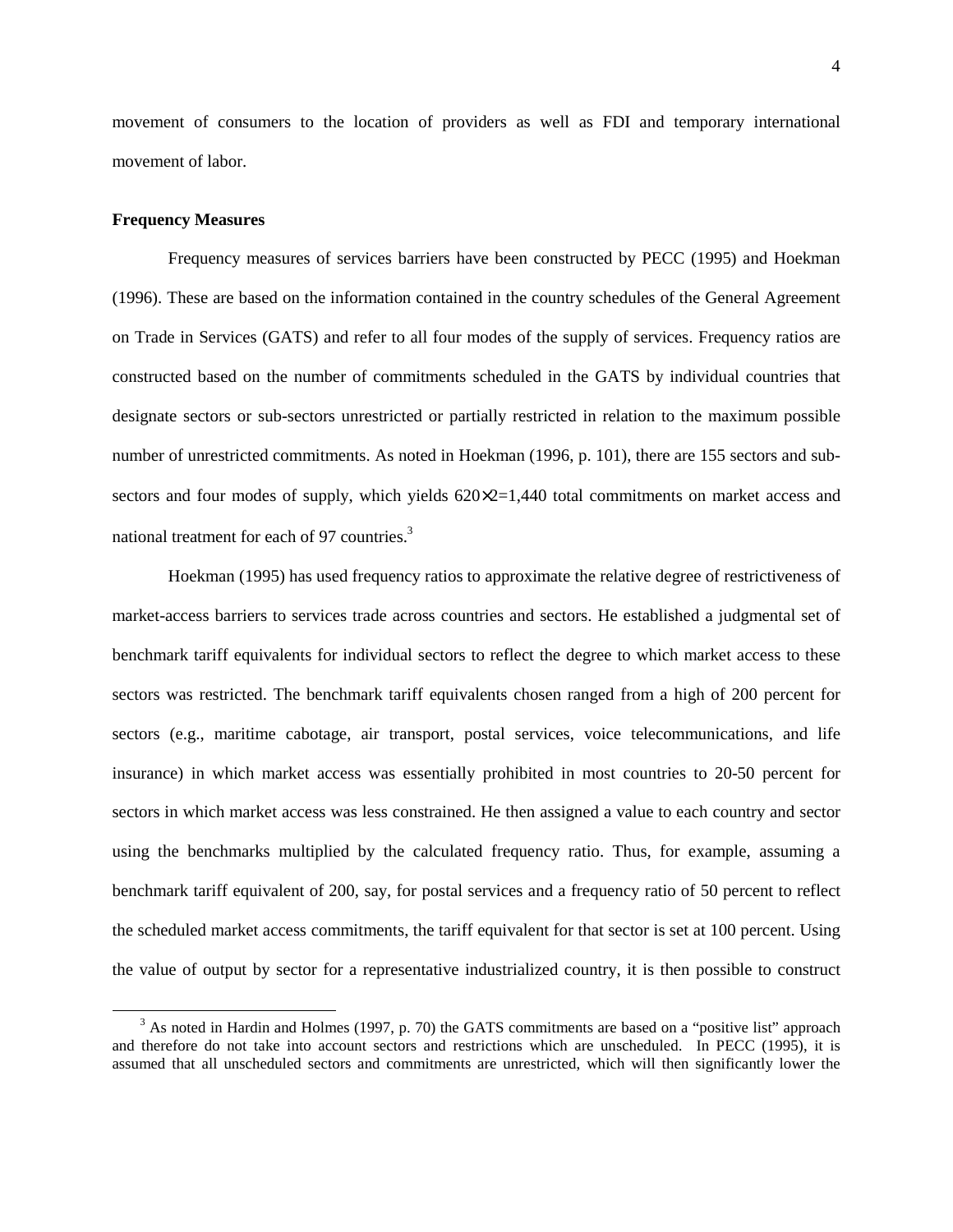movement of consumers to the location of providers as well as FDI and temporary international movement of labor.

**Frequency Measures**

Frequency measures of services barriers have been constructed by PECC (1995) and Hoekman (1996). These are based on the information contained in the country schedules of the General Agreement on Trade in Services (GATS) and refer to all four modes of the supply of services. Frequency ratios are constructed based on the number of commitments scheduled in the GATS by individual countries that designate sectors or sub-sectors unrestricted or partially restricted in relation to the maximum possible number of unrestricted commitments. As noted in Hoekman (1996, p. 101), there are 155 sectors and sub-sectors and four modes of supply, which yields $620 \times 2 = 1{,}440$ total commitments on market access and national treatment for each of 97 countries.[3]

Hoekman (1995) has used frequency ratios to approximate the relative degree of restrictiveness of market-access barriers to services trade across countries and sectors. He established a judgmental set of benchmark tariff equivalents for individual sectors to reflect the degree to which market access to these sectors was restricted. The benchmark tariff equivalents chosen ranged from a high of 200 percent for sectors (e.g., maritime cabotage, air transport, postal services, voice telecommunications, and life insurance) in which market access was essentially prohibited in most countries to 20-50 percent for sectors in which market access was less constrained. He then assigned a value to each country and sector using the benchmarks multiplied by the calculated frequency ratio. Thus, for example, assuming a benchmark tariff equivalent of 200, say, for postal services and a frequency ratio of 50 percent to reflect the scheduled market access commitments, the tariff equivalent for that sector is set at 100 percent. Using the value of output by sector for a representative industrialized country, it is then possible to construct

[3] As noted in Hardin and Holmes (1997, p. 70) the GATS commitments are based on a "positive list" approach and therefore do not take into account sectors and restrictions which are unscheduled. In PECC (1995), it is assumed that all unscheduled sectors and commitments are unrestricted, which will then significantly lower the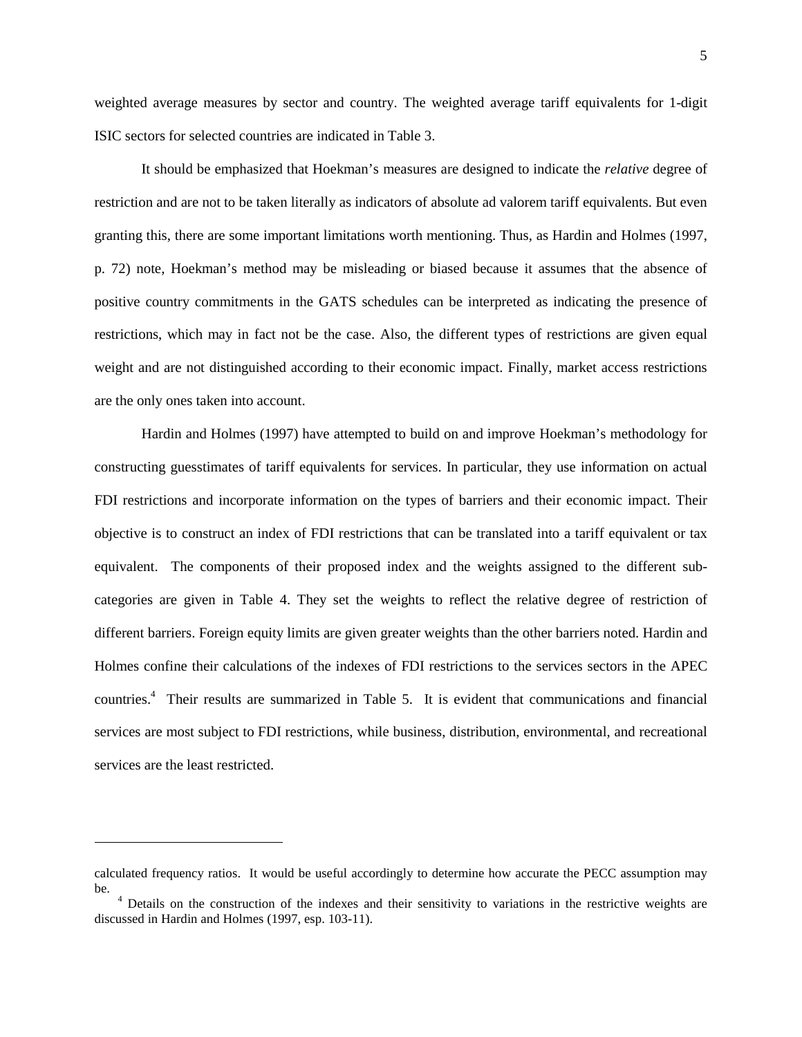weighted average measures by sector and country. The weighted average tariff equivalents for 1-digit ISIC sectors for selected countries are indicated in Table 3.

It should be emphasized that Hoekman's measures are designed to indicate the *relative* degree of restriction and are not to be taken literally as indicators of absolute ad valorem tariff equivalents. But even granting this, there are some important limitations worth mentioning. Thus, as Hardin and Holmes (1997, p. 72) note, Hoekman's method may be misleading or biased because it assumes that the absence of positive country commitments in the GATS schedules can be interpreted as indicating the presence of restrictions, which may in fact not be the case. Also, the different types of restrictions are given equal weight and are not distinguished according to their economic impact. Finally, market access restrictions are the only ones taken into account.

Hardin and Holmes (1997) have attempted to build on and improve Hoekman's methodology for constructing guesstimates of tariff equivalents for services. In particular, they use information on actual FDI restrictions and incorporate information on the types of barriers and their economic impact. Their objective is to construct an index of FDI restrictions that can be translated into a tariff equivalent or tax equivalent. The components of their proposed index and the weights assigned to the different sub-categories are given in Table 4. They set the weights to reflect the relative degree of restriction of different barriers. Foreign equity limits are given greater weights than the other barriers noted. Hardin and Holmes confine their calculations of the indexes of FDI restrictions to the services sectors in the APEC countries.[4] Their results are summarized in Table 5. It is evident that communications and financial services are most subject to FDI restrictions, while business, distribution, environmental, and recreational services are the least restricted.

---

calculated frequency ratios. It would be useful accordingly to determine how accurate the PECC assumption may be.

[4] Details on the construction of the indexes and their sensitivity to variations in the restrictive weights are discussed in Hardin and Holmes (1997, esp. 103-11).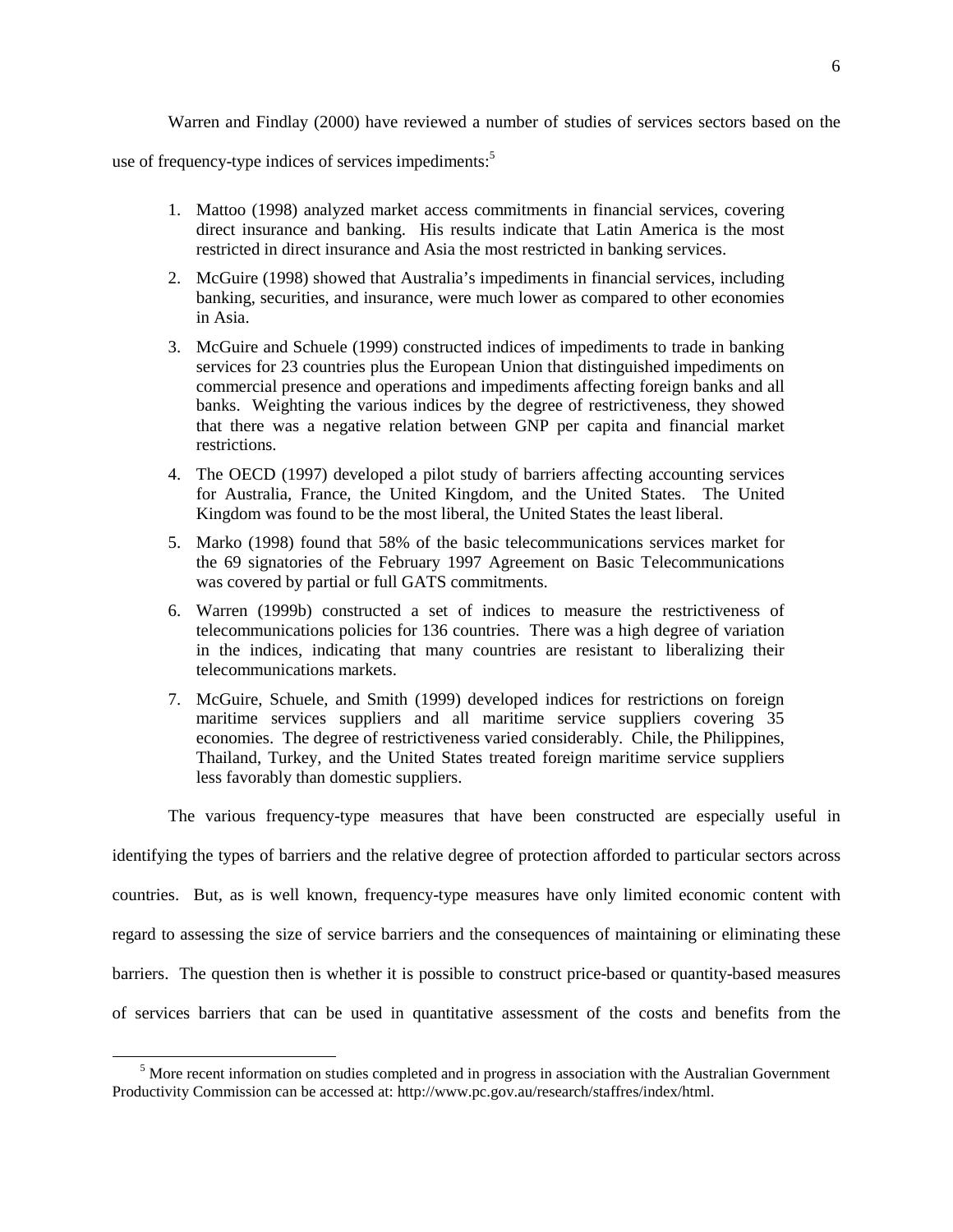Warren and Findlay (2000) have reviewed a number of studies of services sectors based on the use of frequency-type indices of services impediments:[5]

1. Mattoo (1998) analyzed market access commitments in financial services, covering direct insurance and banking. His results indicate that Latin America is the most restricted in direct insurance and Asia the most restricted in banking services.
2. McGuire (1998) showed that Australia's impediments in financial services, including banking, securities, and insurance, were much lower as compared to other economies in Asia.
3. McGuire and Schuele (1999) constructed indices of impediments to trade in banking services for 23 countries plus the European Union that distinguished impediments on commercial presence and operations and impediments affecting foreign banks and all banks. Weighting the various indices by the degree of restrictiveness, they showed that there was a negative relation between GNP per capita and financial market restrictions.
4. The OECD (1997) developed a pilot study of barriers affecting accounting services for Australia, France, the United Kingdom, and the United States. The United Kingdom was found to be the most liberal, the United States the least liberal.
5. Marko (1998) found that 58% of the basic telecommunications services market for the 69 signatories of the February 1997 Agreement on Basic Telecommunications was covered by partial or full GATS commitments.
6. Warren (1999b) constructed a set of indices to measure the restrictiveness of telecommunications policies for 136 countries. There was a high degree of variation in the indices, indicating that many countries are resistant to liberalizing their telecommunications markets.
7. McGuire, Schuele, and Smith (1999) developed indices for restrictions on foreign maritime services suppliers and all maritime service suppliers covering 35 economies. The degree of restrictiveness varied considerably. Chile, the Philippines, Thailand, Turkey, and the United States treated foreign maritime service suppliers less favorably than domestic suppliers.

The various frequency-type measures that have been constructed are especially useful in identifying the types of barriers and the relative degree of protection afforded to particular sectors across countries. But, as is well known, frequency-type measures have only limited economic content with regard to assessing the size of service barriers and the consequences of maintaining or eliminating these barriers. The question then is whether it is possible to construct price-based or quantity-based measures of services barriers that can be used in quantitative assessment of the costs and benefits from the

[5] More recent information on studies completed and in progress in association with the Australian Government Productivity Commission can be accessed at: http://www.pc.gov.au/research/staffres/index/html.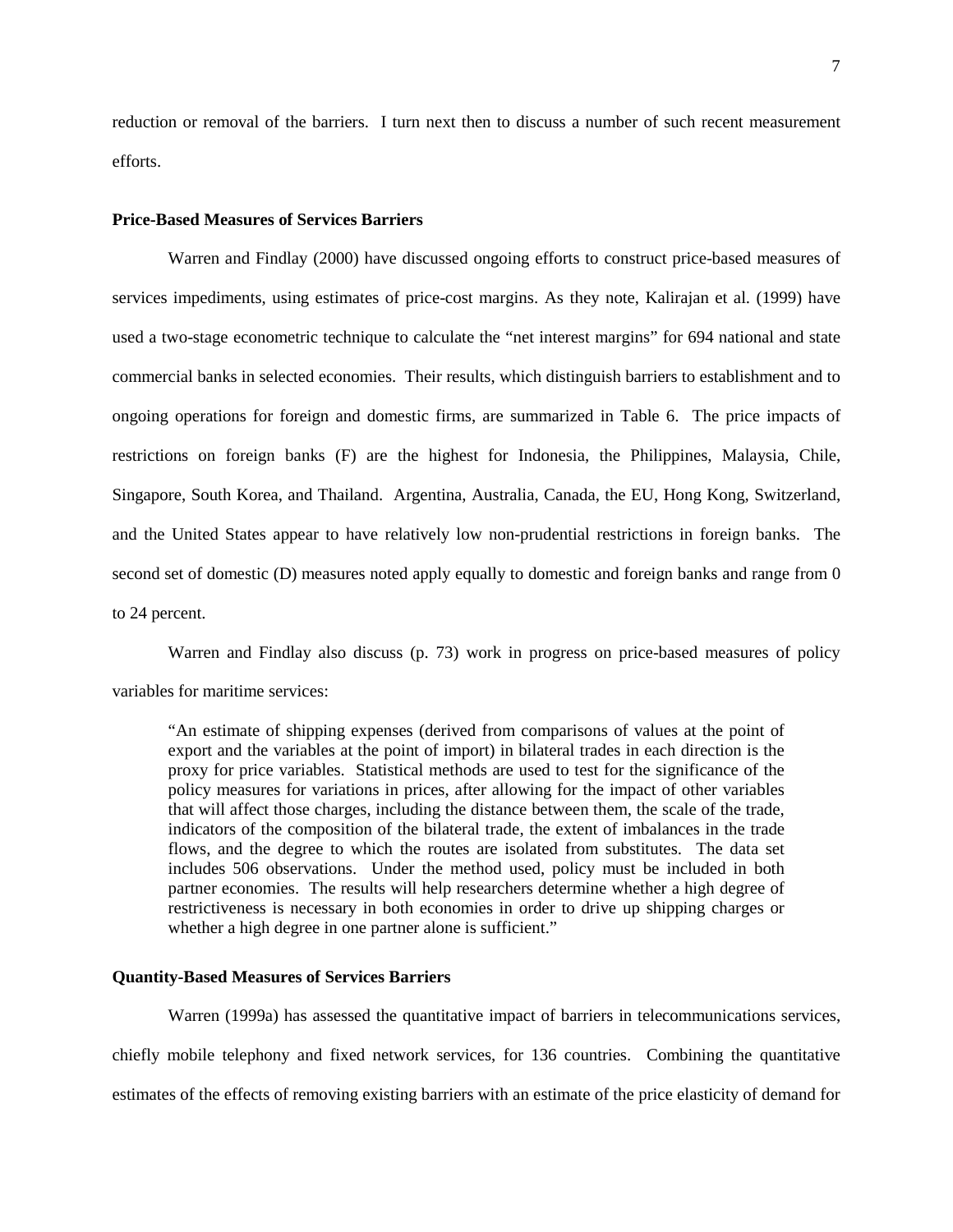reduction or removal of the barriers. I turn next then to discuss a number of such recent measurement efforts.

**Price-Based Measures of Services Barriers**

Warren and Findlay (2000) have discussed ongoing efforts to construct price-based measures of services impediments, using estimates of price-cost margins. As they note, Kalirajan et al. (1999) have used a two-stage econometric technique to calculate the "net interest margins" for 694 national and state commercial banks in selected economies. Their results, which distinguish barriers to establishment and to ongoing operations for foreign and domestic firms, are summarized in Table 6. The price impacts of restrictions on foreign banks (F) are the highest for Indonesia, the Philippines, Malaysia, Chile, Singapore, South Korea, and Thailand. Argentina, Australia, Canada, the EU, Hong Kong, Switzerland, and the United States appear to have relatively low non-prudential restrictions in foreign banks. The second set of domestic (D) measures noted apply equally to domestic and foreign banks and range from 0 to 24 percent.

Warren and Findlay also discuss (p. 73) work in progress on price-based measures of policy variables for maritime services:

> "An estimate of shipping expenses (derived from comparisons of values at the point of export and the variables at the point of import) in bilateral trades in each direction is the proxy for price variables. Statistical methods are used to test for the significance of the policy measures for variations in prices, after allowing for the impact of other variables that will affect those charges, including the distance between them, the scale of the trade, indicators of the composition of the bilateral trade, the extent of imbalances in the trade flows, and the degree to which the routes are isolated from substitutes. The data set includes 506 observations. Under the method used, policy must be included in both partner economies. The results will help researchers determine whether a high degree of restrictiveness is necessary in both economies in order to drive up shipping charges or whether a high degree in one partner alone is sufficient."

**Quantity-Based Measures of Services Barriers**

Warren (1999a) has assessed the quantitative impact of barriers in telecommunications services, chiefly mobile telephony and fixed network services, for 136 countries. Combining the quantitative estimates of the effects of removing existing barriers with an estimate of the price elasticity of demand for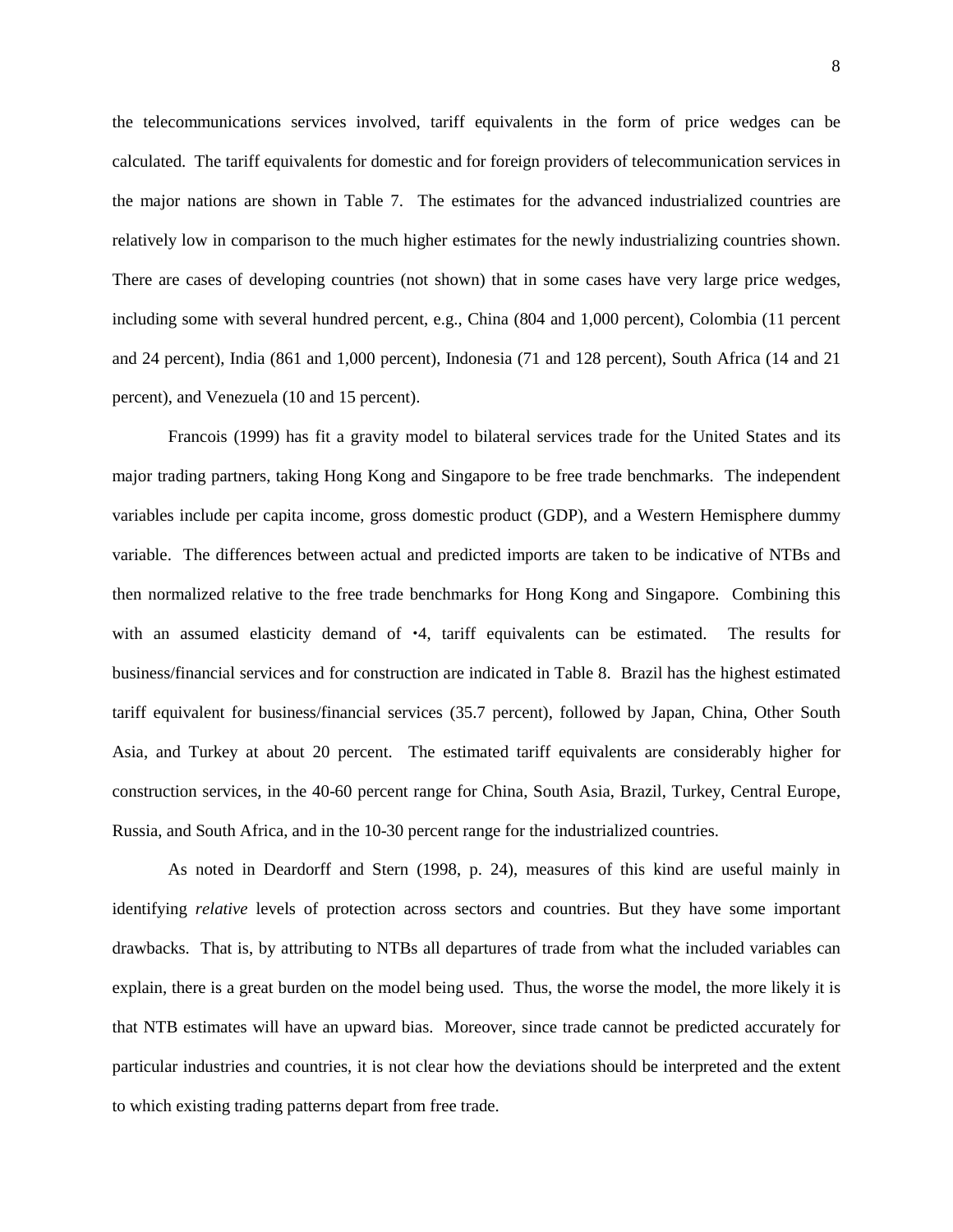the telecommunications services involved, tariff equivalents in the form of price wedges can be calculated. The tariff equivalents for domestic and for foreign providers of telecommunication services in the major nations are shown in Table 7. The estimates for the advanced industrialized countries are relatively low in comparison to the much higher estimates for the newly industrializing countries shown. There are cases of developing countries (not shown) that in some cases have very large price wedges, including some with several hundred percent, e.g., China (804 and 1,000 percent), Colombia (11 percent and 24 percent), India (861 and 1,000 percent), Indonesia (71 and 128 percent), South Africa (14 and 21 percent), and Venezuela (10 and 15 percent).

Francois (1999) has fit a gravity model to bilateral services trade for the United States and its major trading partners, taking Hong Kong and Singapore to be free trade benchmarks. The independent variables include per capita income, gross domestic product (GDP), and a Western Hemisphere dummy variable. The differences between actual and predicted imports are taken to be indicative of NTBs and then normalized relative to the free trade benchmarks for Hong Kong and Singapore. Combining this with an assumed elasticity demand of ‑4, tariff equivalents can be estimated. The results for business/financial services and for construction are indicated in Table 8. Brazil has the highest estimated tariff equivalent for business/financial services (35.7 percent), followed by Japan, China, Other South Asia, and Turkey at about 20 percent. The estimated tariff equivalents are considerably higher for construction services, in the 40-60 percent range for China, South Asia, Brazil, Turkey, Central Europe, Russia, and South Africa, and in the 10-30 percent range for the industrialized countries.

As noted in Deardorff and Stern (1998, p. 24), measures of this kind are useful mainly in identifying *relative* levels of protection across sectors and countries. But they have some important drawbacks. That is, by attributing to NTBs all departures of trade from what the included variables can explain, there is a great burden on the model being used. Thus, the worse the model, the more likely it is that NTB estimates will have an upward bias. Moreover, since trade cannot be predicted accurately for particular industries and countries, it is not clear how the deviations should be interpreted and the extent to which existing trading patterns depart from free trade.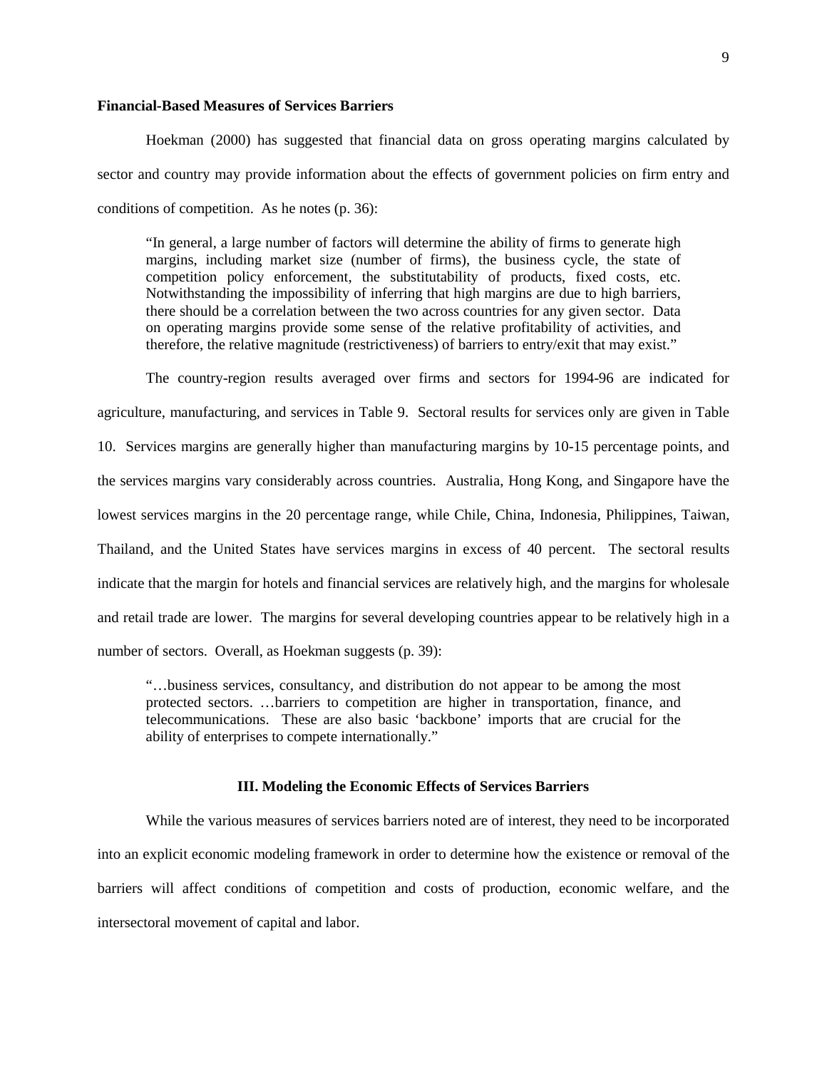**Financial-Based Measures of Services Barriers**

Hoekman (2000) has suggested that financial data on gross operating margins calculated by sector and country may provide information about the effects of government policies on firm entry and conditions of competition. As he notes (p. 36):

> "In general, a large number of factors will determine the ability of firms to generate high margins, including market size (number of firms), the business cycle, the state of competition policy enforcement, the substitutability of products, fixed costs, etc. Notwithstanding the impossibility of inferring that high margins are due to high barriers, there should be a correlation between the two across countries for any given sector. Data on operating margins provide some sense of the relative profitability of activities, and therefore, the relative magnitude (restrictiveness) of barriers to entry/exit that may exist."

The country-region results averaged over firms and sectors for 1994-96 are indicated for agriculture, manufacturing, and services in Table 9. Sectoral results for services only are given in Table 10. Services margins are generally higher than manufacturing margins by 10-15 percentage points, and the services margins vary considerably across countries. Australia, Hong Kong, and Singapore have the lowest services margins in the 20 percentage range, while Chile, China, Indonesia, Philippines, Taiwan, Thailand, and the United States have services margins in excess of 40 percent. The sectoral results indicate that the margin for hotels and financial services are relatively high, and the margins for wholesale and retail trade are lower. The margins for several developing countries appear to be relatively high in a number of sectors. Overall, as Hoekman suggests (p. 39):

> "…business services, consultancy, and distribution do not appear to be among the most protected sectors. …barriers to competition are higher in transportation, finance, and telecommunications. These are also basic 'backbone' imports that are crucial for the ability of enterprises to compete internationally."

## III. Modeling the Economic Effects of Services Barriers

While the various measures of services barriers noted are of interest, they need to be incorporated into an explicit economic modeling framework in order to determine how the existence or removal of the barriers will affect conditions of competition and costs of production, economic welfare, and the intersectoral movement of capital and labor.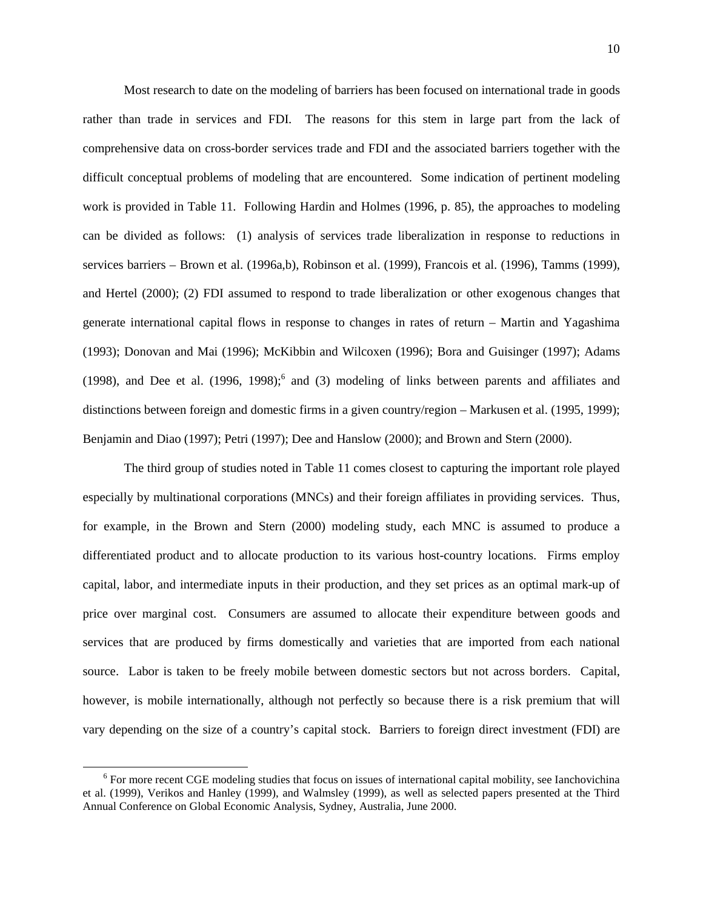Most research to date on the modeling of barriers has been focused on international trade in goods rather than trade in services and FDI. The reasons for this stem in large part from the lack of comprehensive data on cross-border services trade and FDI and the associated barriers together with the difficult conceptual problems of modeling that are encountered. Some indication of pertinent modeling work is provided in Table 11. Following Hardin and Holmes (1996, p. 85), the approaches to modeling can be divided as follows: (1) analysis of services trade liberalization in response to reductions in services barriers – Brown et al. (1996a,b), Robinson et al. (1999), Francois et al. (1996), Tamms (1999), and Hertel (2000); (2) FDI assumed to respond to trade liberalization or other exogenous changes that generate international capital flows in response to changes in rates of return – Martin and Yagashima (1993); Donovan and Mai (1996); McKibbin and Wilcoxen (1996); Bora and Guisinger (1997); Adams (1998), and Dee et al. (1996, 1998);[6] and (3) modeling of links between parents and affiliates and distinctions between foreign and domestic firms in a given country/region – Markusen et al. (1995, 1999); Benjamin and Diao (1997); Petri (1997); Dee and Hanslow (2000); and Brown and Stern (2000).

The third group of studies noted in Table 11 comes closest to capturing the important role played especially by multinational corporations (MNCs) and their foreign affiliates in providing services. Thus, for example, in the Brown and Stern (2000) modeling study, each MNC is assumed to produce a differentiated product and to allocate production to its various host-country locations. Firms employ capital, labor, and intermediate inputs in their production, and they set prices as an optimal mark-up of price over marginal cost. Consumers are assumed to allocate their expenditure between goods and services that are produced by firms domestically and varieties that are imported from each national source. Labor is taken to be freely mobile between domestic sectors but not across borders. Capital, however, is mobile internationally, although not perfectly so because there is a risk premium that will vary depending on the size of a country's capital stock. Barriers to foreign direct investment (FDI) are

[6] For more recent CGE modeling studies that focus on issues of international capital mobility, see Ianchovichina et al. (1999), Verikos and Hanley (1999), and Walmsley (1999), as well as selected papers presented at the Third Annual Conference on Global Economic Analysis, Sydney, Australia, June 2000.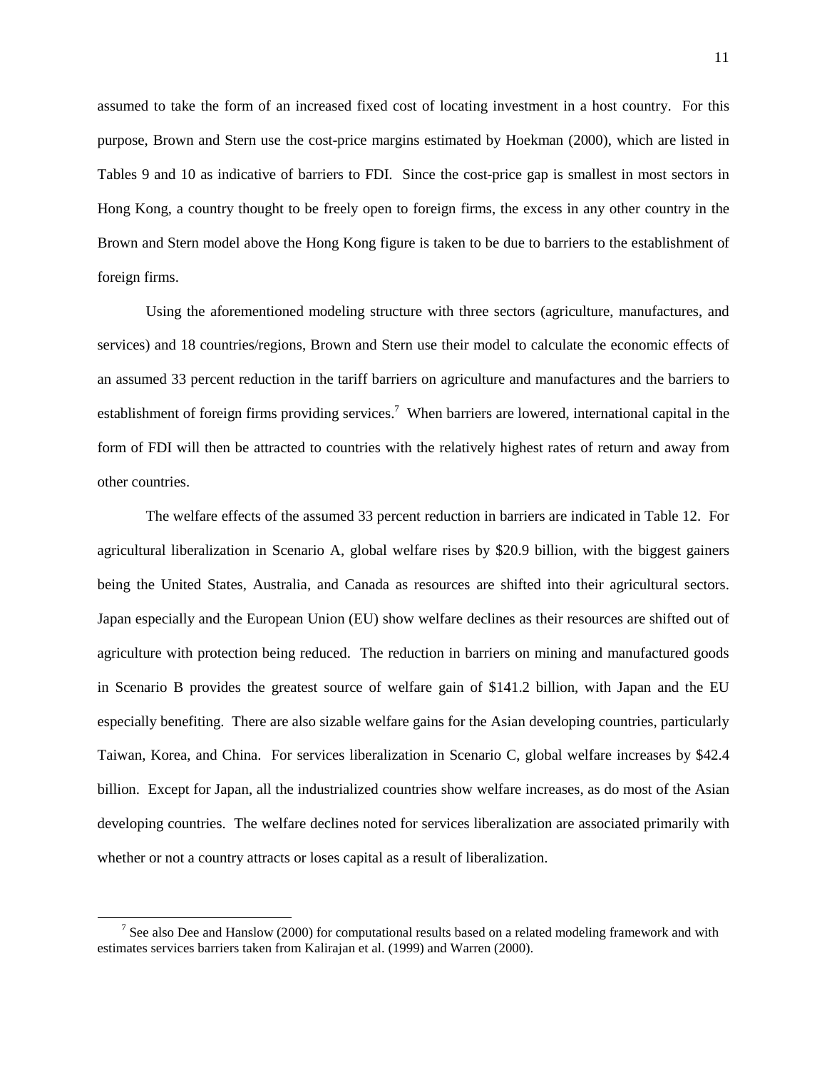assumed to take the form of an increased fixed cost of locating investment in a host country. For this purpose, Brown and Stern use the cost-price margins estimated by Hoekman (2000), which are listed in Tables 9 and 10 as indicative of barriers to FDI. Since the cost-price gap is smallest in most sectors in Hong Kong, a country thought to be freely open to foreign firms, the excess in any other country in the Brown and Stern model above the Hong Kong figure is taken to be due to barriers to the establishment of foreign firms.

Using the aforementioned modeling structure with three sectors (agriculture, manufactures, and services) and 18 countries/regions, Brown and Stern use their model to calculate the economic effects of an assumed 33 percent reduction in the tariff barriers on agriculture and manufactures and the barriers to establishment of foreign firms providing services.[7] When barriers are lowered, international capital in the form of FDI will then be attracted to countries with the relatively highest rates of return and away from other countries.

The welfare effects of the assumed 33 percent reduction in barriers are indicated in Table 12. For agricultural liberalization in Scenario A, global welfare rises by $20.9 billion, with the biggest gainers being the United States, Australia, and Canada as resources are shifted into their agricultural sectors. Japan especially and the European Union (EU) show welfare declines as their resources are shifted out of agriculture with protection being reduced. The reduction in barriers on mining and manufactured goods in Scenario B provides the greatest source of welfare gain of $141.2 billion, with Japan and the EU especially benefiting. There are also sizable welfare gains for the Asian developing countries, particularly Taiwan, Korea, and China. For services liberalization in Scenario C, global welfare increases by $42.4 billion. Except for Japan, all the industrialized countries show welfare increases, as do most of the Asian developing countries. The welfare declines noted for services liberalization are associated primarily with whether or not a country attracts or loses capital as a result of liberalization.

[7] See also Dee and Hanslow (2000) for computational results based on a related modeling framework and with estimates services barriers taken from Kalirajan et al. (1999) and Warren (2000).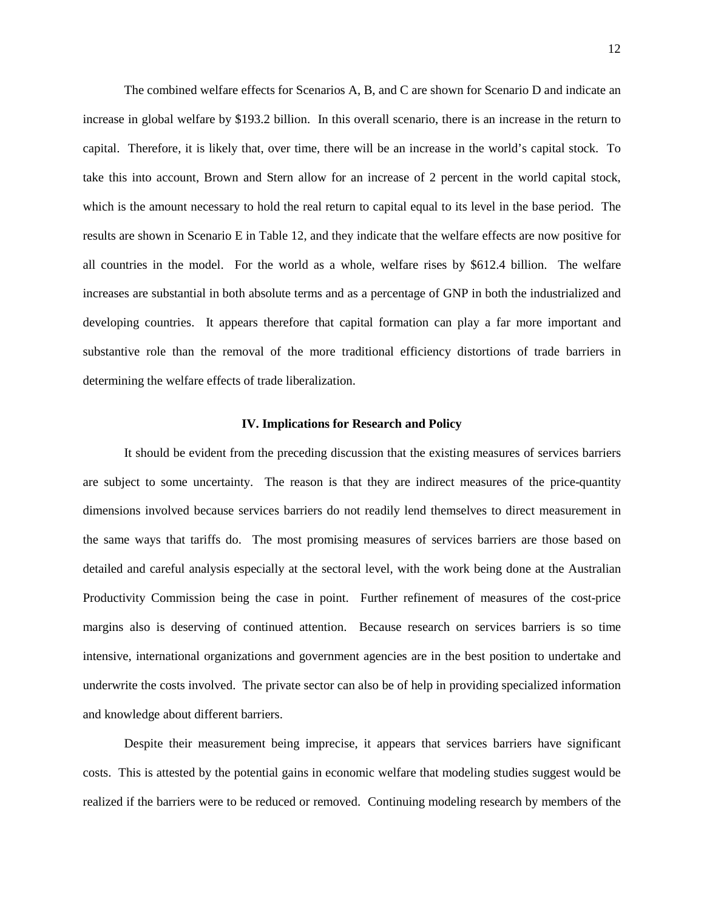The combined welfare effects for Scenarios A, B, and C are shown for Scenario D and indicate an increase in global welfare by $193.2 billion. In this overall scenario, there is an increase in the return to capital. Therefore, it is likely that, over time, there will be an increase in the world's capital stock. To take this into account, Brown and Stern allow for an increase of 2 percent in the world capital stock, which is the amount necessary to hold the real return to capital equal to its level in the base period. The results are shown in Scenario E in Table 12, and they indicate that the welfare effects are now positive for all countries in the model. For the world as a whole, welfare rises by $612.4 billion. The welfare increases are substantial in both absolute terms and as a percentage of GNP in both the industrialized and developing countries. It appears therefore that capital formation can play a far more important and substantive role than the removal of the more traditional efficiency distortions of trade barriers in determining the welfare effects of trade liberalization.

## IV. Implications for Research and Policy

It should be evident from the preceding discussion that the existing measures of services barriers are subject to some uncertainty. The reason is that they are indirect measures of the price-quantity dimensions involved because services barriers do not readily lend themselves to direct measurement in the same ways that tariffs do. The most promising measures of services barriers are those based on detailed and careful analysis especially at the sectoral level, with the work being done at the Australian Productivity Commission being the case in point. Further refinement of measures of the cost-price margins also is deserving of continued attention. Because research on services barriers is so time intensive, international organizations and government agencies are in the best position to undertake and underwrite the costs involved. The private sector can also be of help in providing specialized information and knowledge about different barriers.

Despite their measurement being imprecise, it appears that services barriers have significant costs. This is attested by the potential gains in economic welfare that modeling studies suggest would be realized if the barriers were to be reduced or removed. Continuing modeling research by members of the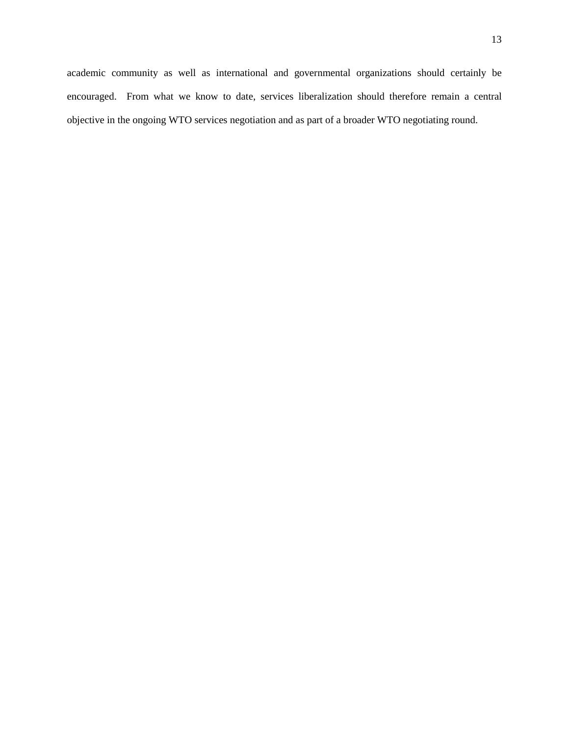academic community as well as international and governmental organizations should certainly be encouraged. From what we know to date, services liberalization should therefore remain a central objective in the ongoing WTO services negotiation and as part of a broader WTO negotiating round.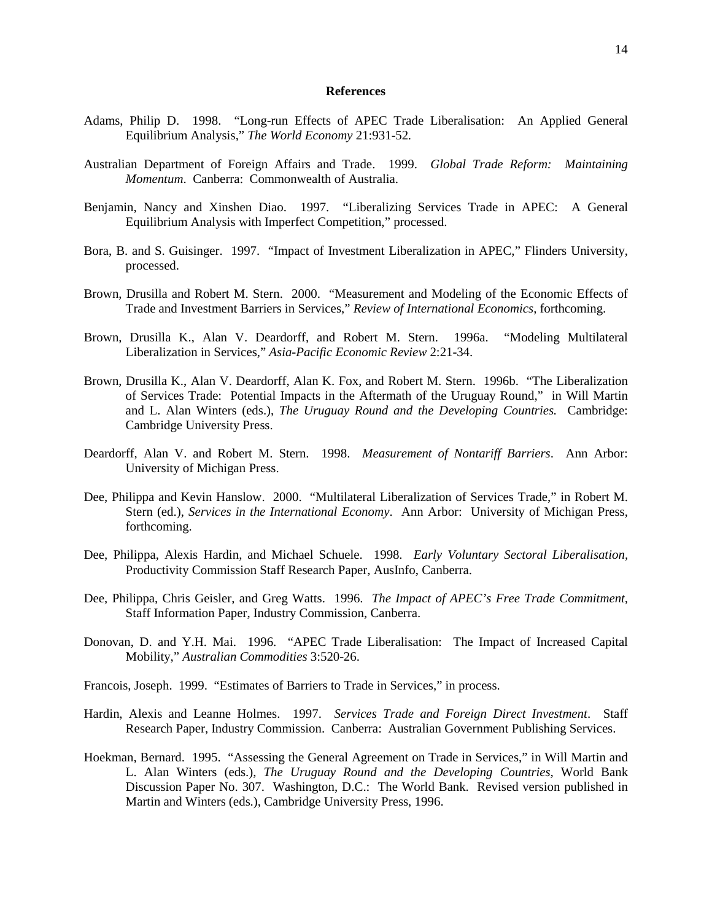## References

Adams, Philip D. 1998. "Long-run Effects of APEC Trade Liberalisation: An Applied General Equilibrium Analysis," *The World Economy* 21:931-52.

Australian Department of Foreign Affairs and Trade. 1999. *Global Trade Reform: Maintaining Momentum*. Canberra: Commonwealth of Australia.

Benjamin, Nancy and Xinshen Diao. 1997. "Liberalizing Services Trade in APEC: A General Equilibrium Analysis with Imperfect Competition," processed.

Bora, B. and S. Guisinger. 1997. "Impact of Investment Liberalization in APEC," Flinders University, processed.

Brown, Drusilla and Robert M. Stern. 2000. "Measurement and Modeling of the Economic Effects of Trade and Investment Barriers in Services," *Review of International Economics*, forthcoming.

Brown, Drusilla K., Alan V. Deardorff, and Robert M. Stern. 1996a. "Modeling Multilateral Liberalization in Services," *Asia-Pacific Economic Review* 2:21-34.

Brown, Drusilla K., Alan V. Deardorff, Alan K. Fox, and Robert M. Stern. 1996b. "The Liberalization of Services Trade: Potential Impacts in the Aftermath of the Uruguay Round," in Will Martin and L. Alan Winters (eds.), *The Uruguay Round and the Developing Countries.* Cambridge: Cambridge University Press.

Deardorff, Alan V. and Robert M. Stern. 1998. *Measurement of Nontariff Barriers*. Ann Arbor: University of Michigan Press.

Dee, Philippa and Kevin Hanslow. 2000. "Multilateral Liberalization of Services Trade," in Robert M. Stern (ed.), *Services in the International Economy*. Ann Arbor: University of Michigan Press, forthcoming.

Dee, Philippa, Alexis Hardin, and Michael Schuele. 1998. *Early Voluntary Sectoral Liberalisation*, Productivity Commission Staff Research Paper, AusInfo, Canberra.

Dee, Philippa, Chris Geisler, and Greg Watts. 1996. *The Impact of APEC's Free Trade Commitment*, Staff Information Paper, Industry Commission, Canberra.

Donovan, D. and Y.H. Mai. 1996. "APEC Trade Liberalisation: The Impact of Increased Capital Mobility," *Australian Commodities* 3:520-26.

Francois, Joseph. 1999. "Estimates of Barriers to Trade in Services," in process.

Hardin, Alexis and Leanne Holmes. 1997. *Services Trade and Foreign Direct Investment*. Staff Research Paper, Industry Commission. Canberra: Australian Government Publishing Services.

Hoekman, Bernard. 1995. "Assessing the General Agreement on Trade in Services," in Will Martin and L. Alan Winters (eds.), *The Uruguay Round and the Developing Countries*, World Bank Discussion Paper No. 307. Washington, D.C.: The World Bank. Revised version published in Martin and Winters (eds.), Cambridge University Press, 1996.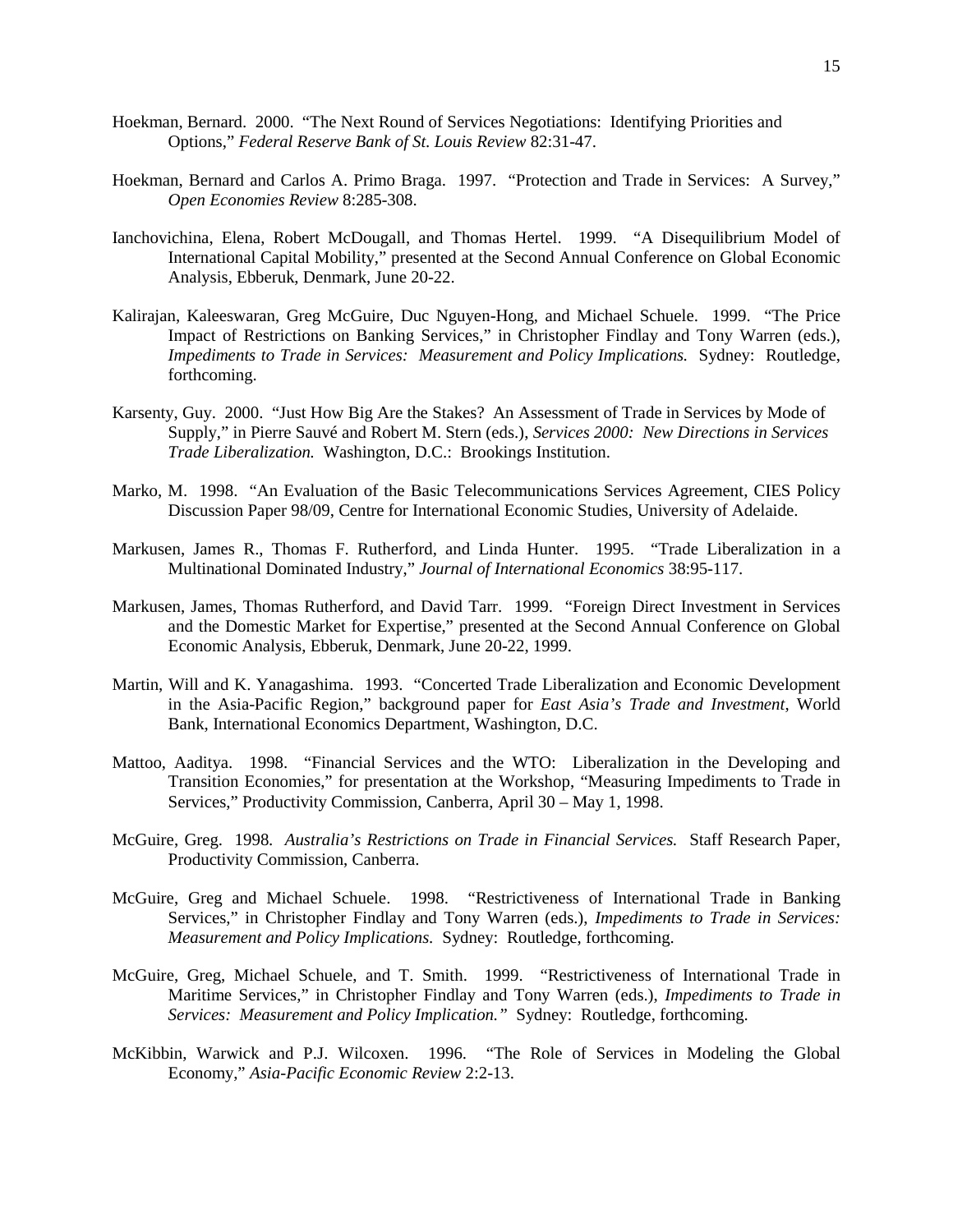Hoekman, Bernard. 2000. "The Next Round of Services Negotiations: Identifying Priorities and Options," *Federal Reserve Bank of St. Louis Review* 82:31-47.

Hoekman, Bernard and Carlos A. Primo Braga. 1997. "Protection and Trade in Services: A Survey," *Open Economies Review* 8:285-308.

Ianchovichina, Elena, Robert McDougall, and Thomas Hertel. 1999. "A Disequilibrium Model of International Capital Mobility," presented at the Second Annual Conference on Global Economic Analysis, Ebberuk, Denmark, June 20-22.

Kalirajan, Kaleeswaran, Greg McGuire, Duc Nguyen-Hong, and Michael Schuele. 1999. "The Price Impact of Restrictions on Banking Services," in Christopher Findlay and Tony Warren (eds.), *Impediments to Trade in Services: Measurement and Policy Implications.* Sydney: Routledge, forthcoming.

Karsenty, Guy. 2000. "Just How Big Are the Stakes? An Assessment of Trade in Services by Mode of Supply," in Pierre Sauvé and Robert M. Stern (eds.), *Services 2000: New Directions in Services Trade Liberalization.* Washington, D.C.: Brookings Institution.

Marko, M. 1998. "An Evaluation of the Basic Telecommunications Services Agreement, CIES Policy Discussion Paper 98/09, Centre for International Economic Studies, University of Adelaide.

Markusen, James R., Thomas F. Rutherford, and Linda Hunter. 1995. "Trade Liberalization in a Multinational Dominated Industry," *Journal of International Economics* 38:95-117.

Markusen, James, Thomas Rutherford, and David Tarr. 1999. "Foreign Direct Investment in Services and the Domestic Market for Expertise," presented at the Second Annual Conference on Global Economic Analysis, Ebberuk, Denmark, June 20-22, 1999.

Martin, Will and K. Yanagashima. 1993. "Concerted Trade Liberalization and Economic Development in the Asia-Pacific Region," background paper for *East Asia's Trade and Investment*, World Bank, International Economics Department, Washington, D.C.

Mattoo, Aaditya. 1998. "Financial Services and the WTO: Liberalization in the Developing and Transition Economies," for presentation at the Workshop, "Measuring Impediments to Trade in Services," Productivity Commission, Canberra, April 30 – May 1, 1998.

McGuire, Greg. 1998. *Australia's Restrictions on Trade in Financial Services.* Staff Research Paper, Productivity Commission, Canberra.

McGuire, Greg and Michael Schuele. 1998. "Restrictiveness of International Trade in Banking Services," in Christopher Findlay and Tony Warren (eds.), *Impediments to Trade in Services: Measurement and Policy Implications.* Sydney: Routledge, forthcoming.

McGuire, Greg, Michael Schuele, and T. Smith. 1999. "Restrictiveness of International Trade in Maritime Services," in Christopher Findlay and Tony Warren (eds.), *Impediments to Trade in Services: Measurement and Policy Implication."* Sydney: Routledge, forthcoming.

McKibbin, Warwick and P.J. Wilcoxen. 1996. "The Role of Services in Modeling the Global Economy," *Asia-Pacific Economic Review* 2:2-13.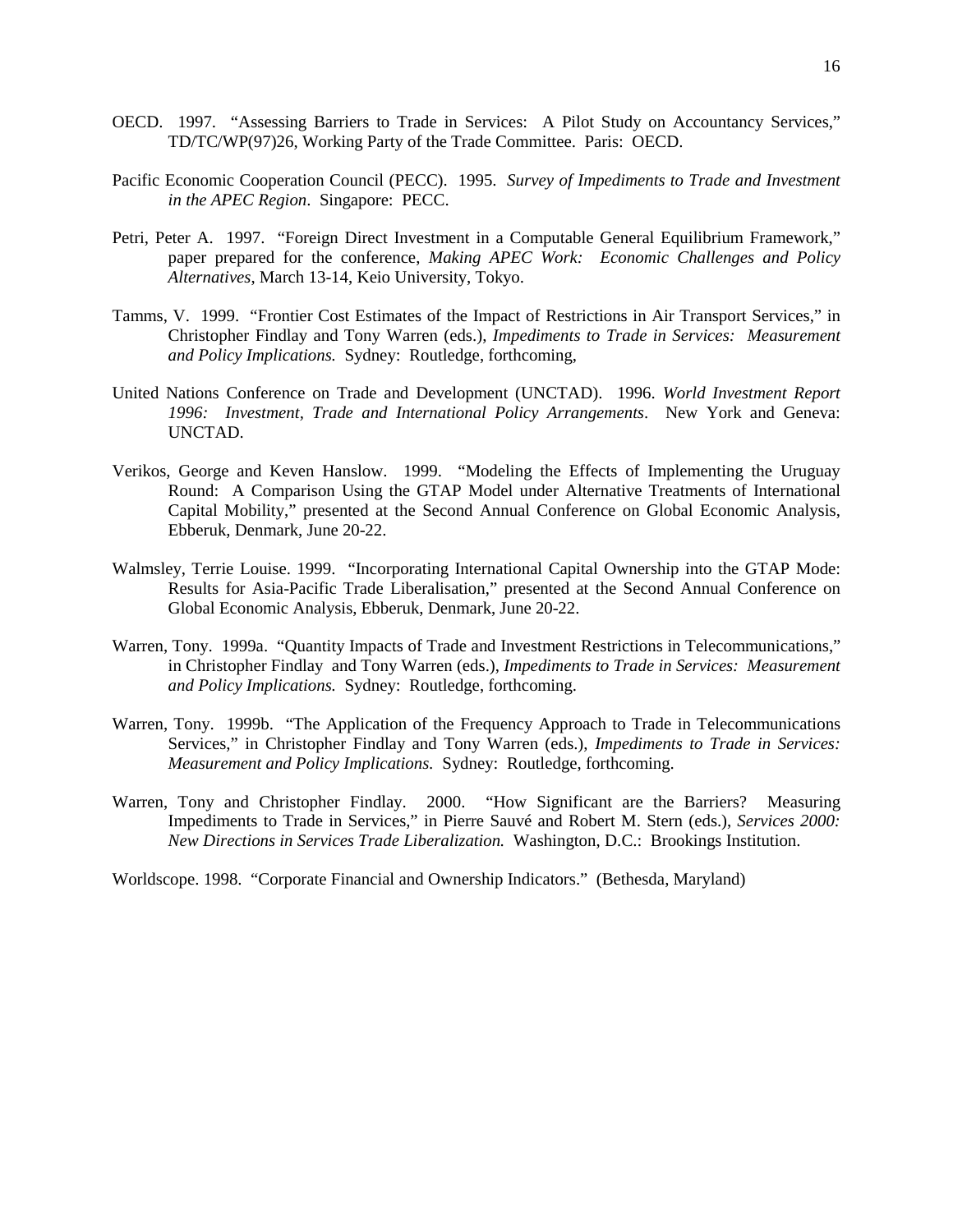OECD. 1997. "Assessing Barriers to Trade in Services: A Pilot Study on Accountancy Services," TD/TC/WP(97)26, Working Party of the Trade Committee. Paris: OECD.

Pacific Economic Cooperation Council (PECC). 1995. *Survey of Impediments to Trade and Investment in the APEC Region*. Singapore: PECC.

Petri, Peter A. 1997. "Foreign Direct Investment in a Computable General Equilibrium Framework," paper prepared for the conference, *Making APEC Work: Economic Challenges and Policy Alternatives*, March 13-14, Keio University, Tokyo.

Tamms, V. 1999. "Frontier Cost Estimates of the Impact of Restrictions in Air Transport Services," in Christopher Findlay and Tony Warren (eds.), *Impediments to Trade in Services: Measurement and Policy Implications.* Sydney: Routledge, forthcoming,

United Nations Conference on Trade and Development (UNCTAD). 1996. *World Investment Report 1996: Investment, Trade and International Policy Arrangements*. New York and Geneva: UNCTAD.

Verikos, George and Keven Hanslow. 1999. "Modeling the Effects of Implementing the Uruguay Round: A Comparison Using the GTAP Model under Alternative Treatments of International Capital Mobility," presented at the Second Annual Conference on Global Economic Analysis, Ebberuk, Denmark, June 20-22.

Walmsley, Terrie Louise. 1999. "Incorporating International Capital Ownership into the GTAP Mode: Results for Asia-Pacific Trade Liberalisation," presented at the Second Annual Conference on Global Economic Analysis, Ebberuk, Denmark, June 20-22.

Warren, Tony. 1999a. "Quantity Impacts of Trade and Investment Restrictions in Telecommunications," in Christopher Findlay and Tony Warren (eds.), *Impediments to Trade in Services: Measurement and Policy Implications.* Sydney: Routledge, forthcoming.

Warren, Tony. 1999b. "The Application of the Frequency Approach to Trade in Telecommunications Services," in Christopher Findlay and Tony Warren (eds.), *Impediments to Trade in Services: Measurement and Policy Implications.* Sydney: Routledge, forthcoming.

Warren, Tony and Christopher Findlay. 2000. "How Significant are the Barriers? Measuring Impediments to Trade in Services," in Pierre Sauvé and Robert M. Stern (eds.), *Services 2000: New Directions in Services Trade Liberalization.* Washington, D.C.: Brookings Institution.

Worldscope. 1998. "Corporate Financial and Ownership Indicators." (Bethesda, Maryland)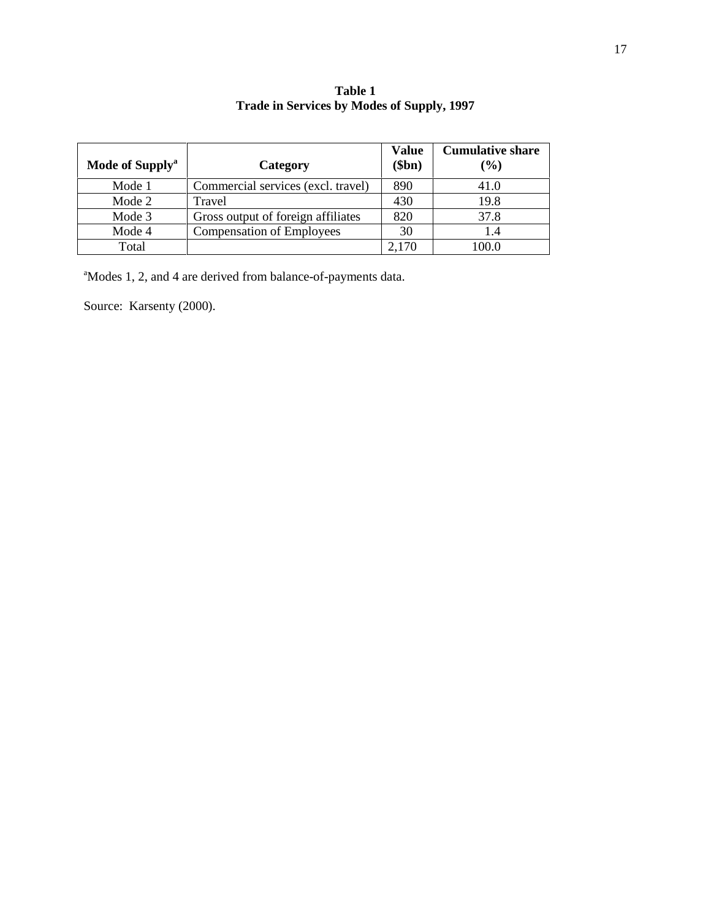**Table 1**
**Trade in Services by Modes of Supply, 1997**

| Mode of Supply[a] | Category | Value ($bn) | Cumulative share (%) |
|---|---|---|---|
| Mode 1 | Commercial services (excl. travel) | 890 | 41.0 |
| Mode 2 | Travel | 430 | 19.8 |
| Mode 3 | Gross output of foreign affiliates | 820 | 37.8 |
| Mode 4 | Compensation of Employees | 30 | 1.4 |
| Total | | 2,170 | 100.0 |

[a]Modes 1, 2, and 4 are derived from balance-of-payments data.

Source: Karsenty (2000).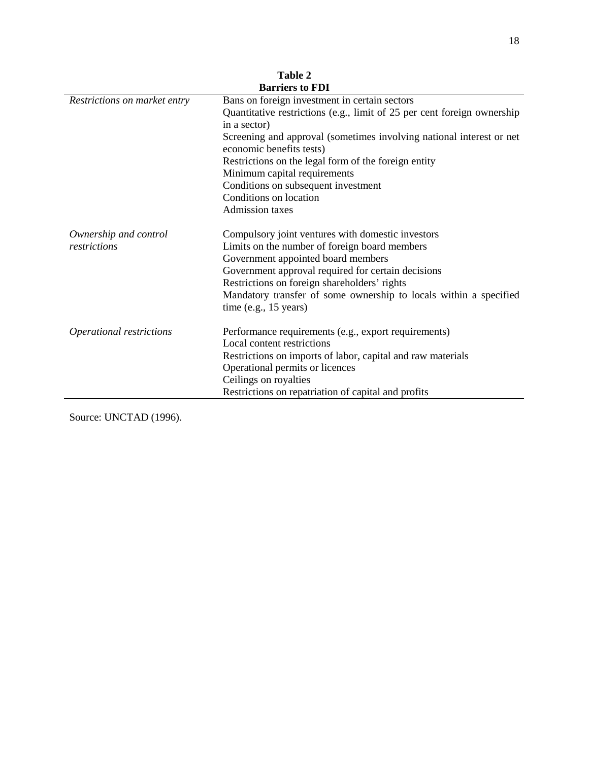**Table 2**
**Barriers to FDI**

| | |
|---|---|
| *Restrictions on market entry* | Bans on foreign investment in certain sectors |
| | Quantitative restrictions (e.g., limit of 25 per cent foreign ownership in a sector) |
| | Screening and approval (sometimes involving national interest or net economic benefits tests) |
| | Restrictions on the legal form of the foreign entity |
| | Minimum capital requirements |
| | Conditions on subsequent investment |
| | Conditions on location |
| | Admission taxes |
| *Ownership and control restrictions* | Compulsory joint ventures with domestic investors |
| | Limits on the number of foreign board members |
| | Government appointed board members |
| | Government approval required for certain decisions |
| | Restrictions on foreign shareholders' rights |
| | Mandatory transfer of some ownership to locals within a specified time (e.g., 15 years) |
| *Operational restrictions* | Performance requirements (e.g., export requirements) |
| | Local content restrictions |
| | Restrictions on imports of labor, capital and raw materials |
| | Operational permits or licences |
| | Ceilings on royalties |
| | Restrictions on repatriation of capital and profits |

Source: UNCTAD (1996).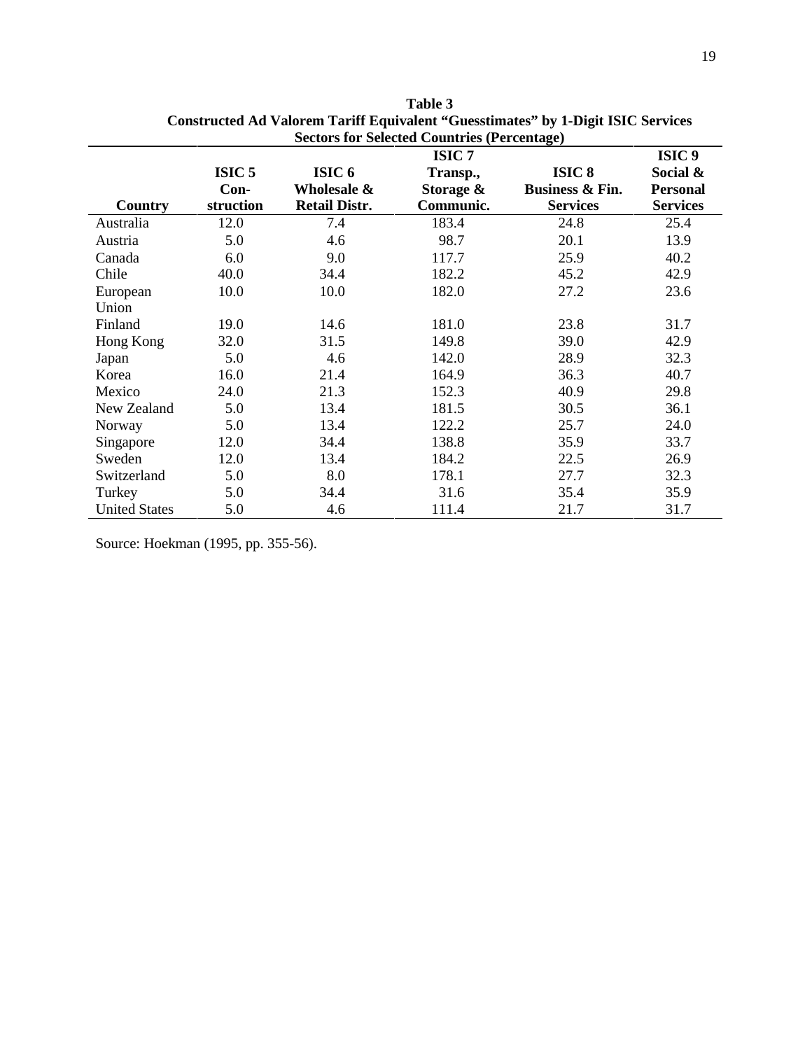**Table 3**
**Constructed Ad Valorem Tariff Equivalent "Guesstimates" by 1-Digit ISIC Services Sectors for Selected Countries (Percentage)**

| Country | ISIC 5 Con-struction | ISIC 6 Wholesale & Retail Distr. | ISIC 7 Transp., Storage & Communic. | ISIC 8 Business & Fin. Services | ISIC 9 Social & Personal Services |
|---|---|---|---|---|---|
| Australia | 12.0 | 7.4 | 183.4 | 24.8 | 25.4 |
| Austria | 5.0 | 4.6 | 98.7 | 20.1 | 13.9 |
| Canada | 6.0 | 9.0 | 117.7 | 25.9 | 40.2 |
| Chile | 40.0 | 34.4 | 182.2 | 45.2 | 42.9 |
| European Union | 10.0 | 10.0 | 182.0 | 27.2 | 23.6 |
| Finland | 19.0 | 14.6 | 181.0 | 23.8 | 31.7 |
| Hong Kong | 32.0 | 31.5 | 149.8 | 39.0 | 42.9 |
| Japan | 5.0 | 4.6 | 142.0 | 28.9 | 32.3 |
| Korea | 16.0 | 21.4 | 164.9 | 36.3 | 40.7 |
| Mexico | 24.0 | 21.3 | 152.3 | 40.9 | 29.8 |
| New Zealand | 5.0 | 13.4 | 181.5 | 30.5 | 36.1 |
| Norway | 5.0 | 13.4 | 122.2 | 25.7 | 24.0 |
| Singapore | 12.0 | 34.4 | 138.8 | 35.9 | 33.7 |
| Sweden | 12.0 | 13.4 | 184.2 | 22.5 | 26.9 |
| Switzerland | 5.0 | 8.0 | 178.1 | 27.7 | 32.3 |
| Turkey | 5.0 | 34.4 | 31.6 | 35.4 | 35.9 |
| United States | 5.0 | 4.6 | 111.4 | 21.7 | 31.7 |

Source: Hoekman (1995, pp. 355-56).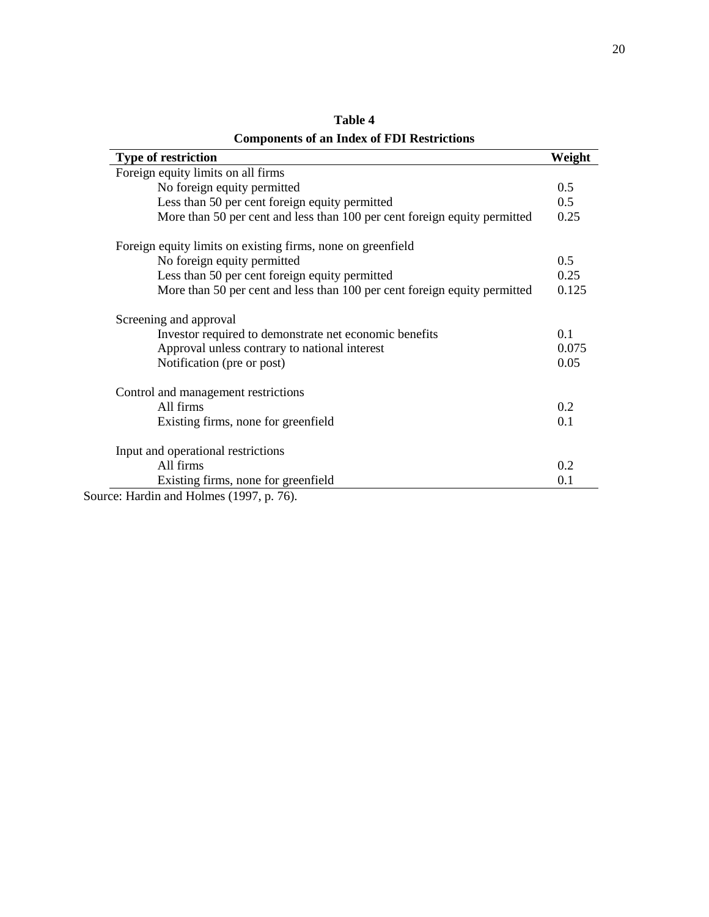**Table 4**

**Components of an Index of FDI Restrictions**

| Type of restriction | Weight |
|---|---|
| Foreign equity limits on all firms | |
| No foreign equity permitted | 0.5 |
| Less than 50 per cent foreign equity permitted | 0.5 |
| More than 50 per cent and less than 100 per cent foreign equity permitted | 0.25 |
| Foreign equity limits on existing firms, none on greenfield | |
| No foreign equity permitted | 0.5 |
| Less than 50 per cent foreign equity permitted | 0.25 |
| More than 50 per cent and less than 100 per cent foreign equity permitted | 0.125 |
| Screening and approval | |
| Investor required to demonstrate net economic benefits | 0.1 |
| Approval unless contrary to national interest | 0.075 |
| Notification (pre or post) | 0.05 |
| Control and management restrictions | |
| All firms | 0.2 |
| Existing firms, none for greenfield | 0.1 |
| Input and operational restrictions | |
| All firms | 0.2 |
| Existing firms, none for greenfield | 0.1 |

Source: Hardin and Holmes (1997, p. 76).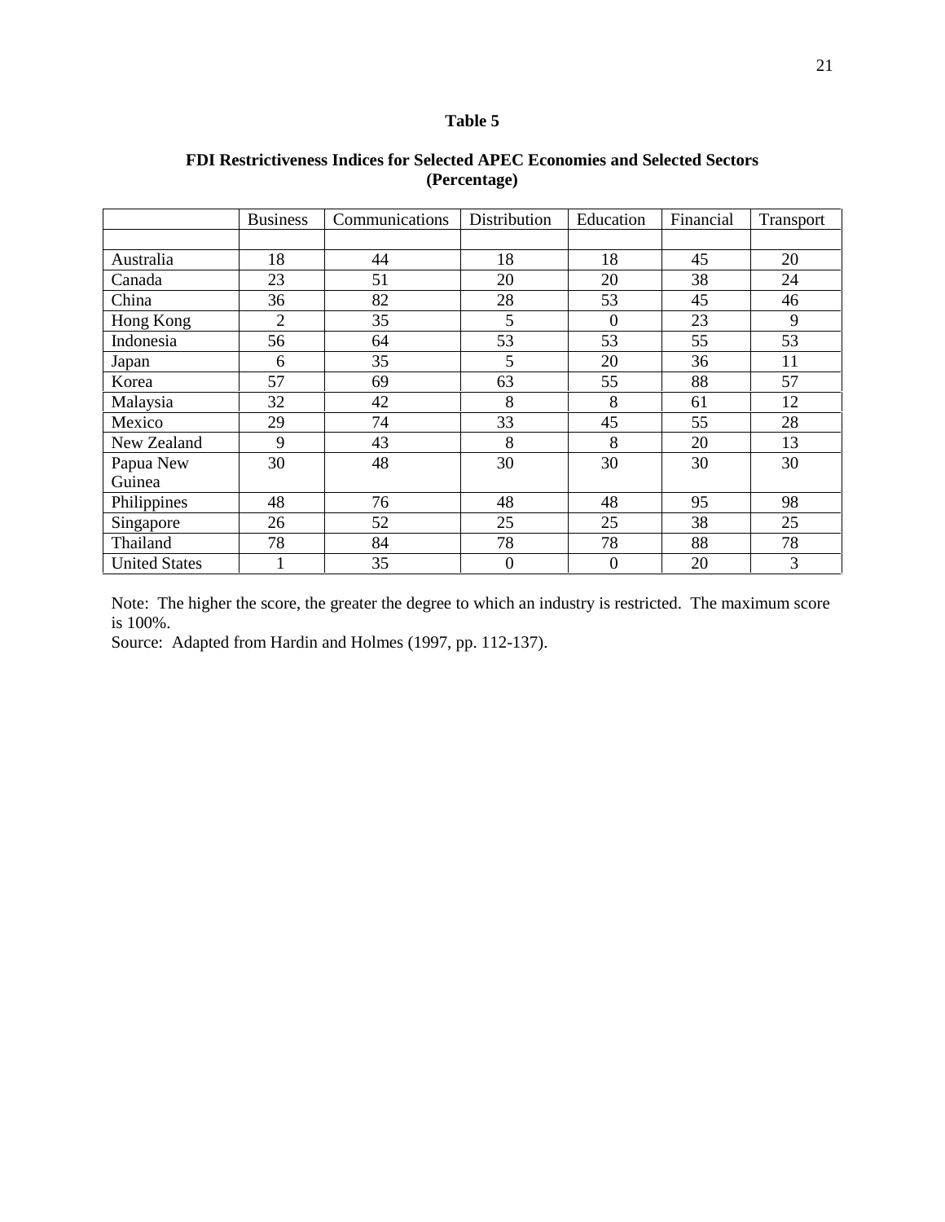**Table 5**

**FDI Restrictiveness Indices for Selected APEC Economies and Selected Sectors (Percentage)**

| | Business | Communications | Distribution | Education | Financial | Transport |
|---|---|---|---|---|---|---|
| | | | | | | |
| Australia | 18 | 44 | 18 | 18 | 45 | 20 |
| Canada | 23 | 51 | 20 | 20 | 38 | 24 |
| China | 36 | 82 | 28 | 53 | 45 | 46 |
| Hong Kong | 2 | 35 | 5 | 0 | 23 | 9 |
| Indonesia | 56 | 64 | 53 | 53 | 55 | 53 |
| Japan | 6 | 35 | 5 | 20 | 36 | 11 |
| Korea | 57 | 69 | 63 | 55 | 88 | 57 |
| Malaysia | 32 | 42 | 8 | 8 | 61 | 12 |
| Mexico | 29 | 74 | 33 | 45 | 55 | 28 |
| New Zealand | 9 | 43 | 8 | 8 | 20 | 13 |
| Papua New Guinea | 30 | 48 | 30 | 30 | 30 | 30 |
| Philippines | 48 | 76 | 48 | 48 | 95 | 98 |
| Singapore | 26 | 52 | 25 | 25 | 38 | 25 |
| Thailand | 78 | 84 | 78 | 78 | 88 | 78 |
| United States | 1 | 35 | 0 | 0 | 20 | 3 |

Note: The higher the score, the greater the degree to which an industry is restricted. The maximum score is 100%.
Source: Adapted from Hardin and Holmes (1997, pp. 112-137).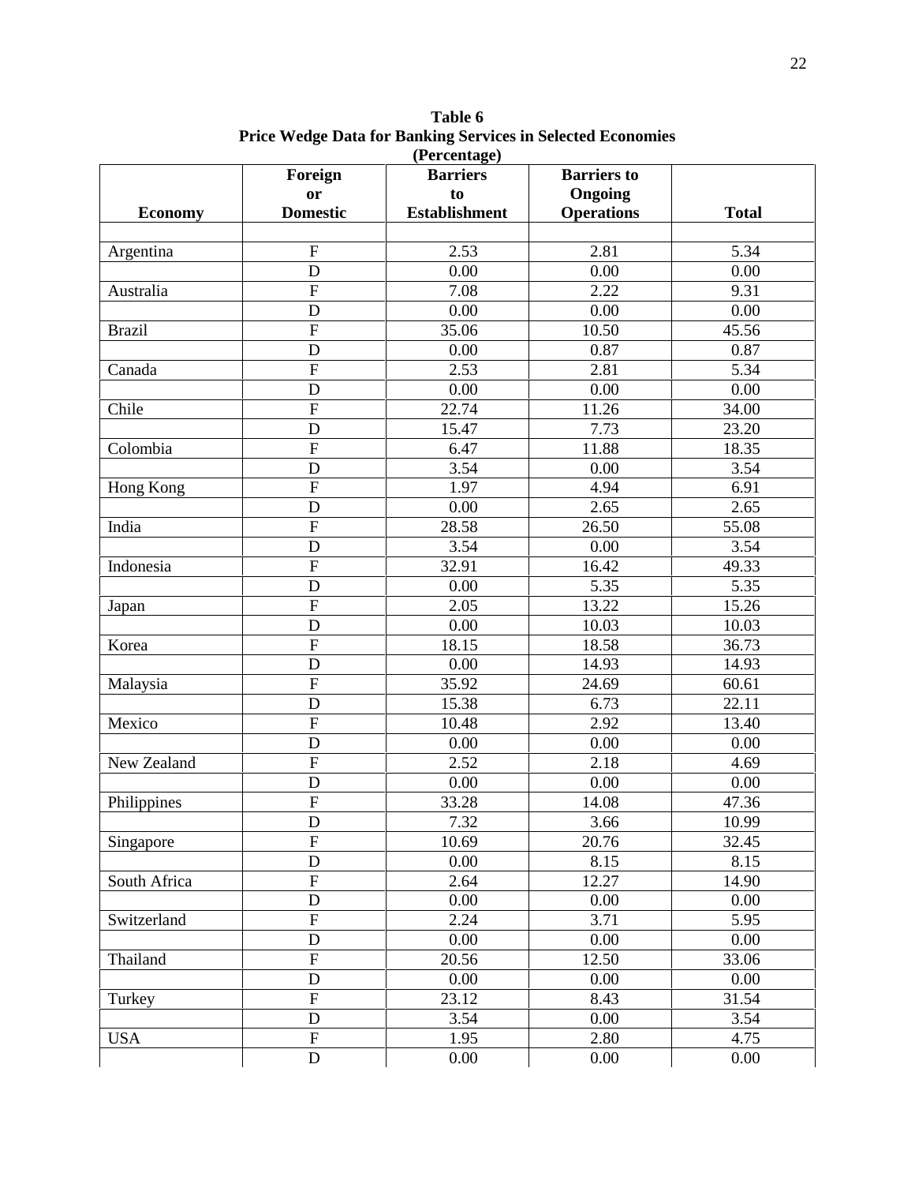**Table 6**
**Price Wedge Data for Banking Services in Selected Economies**
**(Percentage)**

| Economy | Foreign or Domestic | Barriers to Establishment | Barriers to Ongoing Operations | Total |
|---|---|---|---|---|
| Argentina | F | 2.53 | 2.81 | 5.34 |
| | D | 0.00 | 0.00 | 0.00 |
| Australia | F | 7.08 | 2.22 | 9.31 |
| | D | 0.00 | 0.00 | 0.00 |
| Brazil | F | 35.06 | 10.50 | 45.56 |
| | D | 0.00 | 0.87 | 0.87 |
| Canada | F | 2.53 | 2.81 | 5.34 |
| | D | 0.00 | 0.00 | 0.00 |
| Chile | F | 22.74 | 11.26 | 34.00 |
| | D | 15.47 | 7.73 | 23.20 |
| Colombia | F | 6.47 | 11.88 | 18.35 |
| | D | 3.54 | 0.00 | 3.54 |
| Hong Kong | F | 1.97 | 4.94 | 6.91 |
| | D | 0.00 | 2.65 | 2.65 |
| India | F | 28.58 | 26.50 | 55.08 |
| | D | 3.54 | 0.00 | 3.54 |
| Indonesia | F | 32.91 | 16.42 | 49.33 |
| | D | 0.00 | 5.35 | 5.35 |
| Japan | F | 2.05 | 13.22 | 15.26 |
| | D | 0.00 | 10.03 | 10.03 |
| Korea | F | 18.15 | 18.58 | 36.73 |
| | D | 0.00 | 14.93 | 14.93 |
| Malaysia | F | 35.92 | 24.69 | 60.61 |
| | D | 15.38 | 6.73 | 22.11 |
| Mexico | F | 10.48 | 2.92 | 13.40 |
| | D | 0.00 | 0.00 | 0.00 |
| New Zealand | F | 2.52 | 2.18 | 4.69 |
| | D | 0.00 | 0.00 | 0.00 |
| Philippines | F | 33.28 | 14.08 | 47.36 |
| | D | 7.32 | 3.66 | 10.99 |
| Singapore | F | 10.69 | 20.76 | 32.45 |
| | D | 0.00 | 8.15 | 8.15 |
| South Africa | F | 2.64 | 12.27 | 14.90 |
| | D | 0.00 | 0.00 | 0.00 |
| Switzerland | F | 2.24 | 3.71 | 5.95 |
| | D | 0.00 | 0.00 | 0.00 |
| Thailand | F | 20.56 | 12.50 | 33.06 |
| | D | 0.00 | 0.00 | 0.00 |
| Turkey | F | 23.12 | 8.43 | 31.54 |
| | D | 3.54 | 0.00 | 3.54 |
| USA | F | 1.95 | 2.80 | 4.75 |
| | D | 0.00 | 0.00 | 0.00 |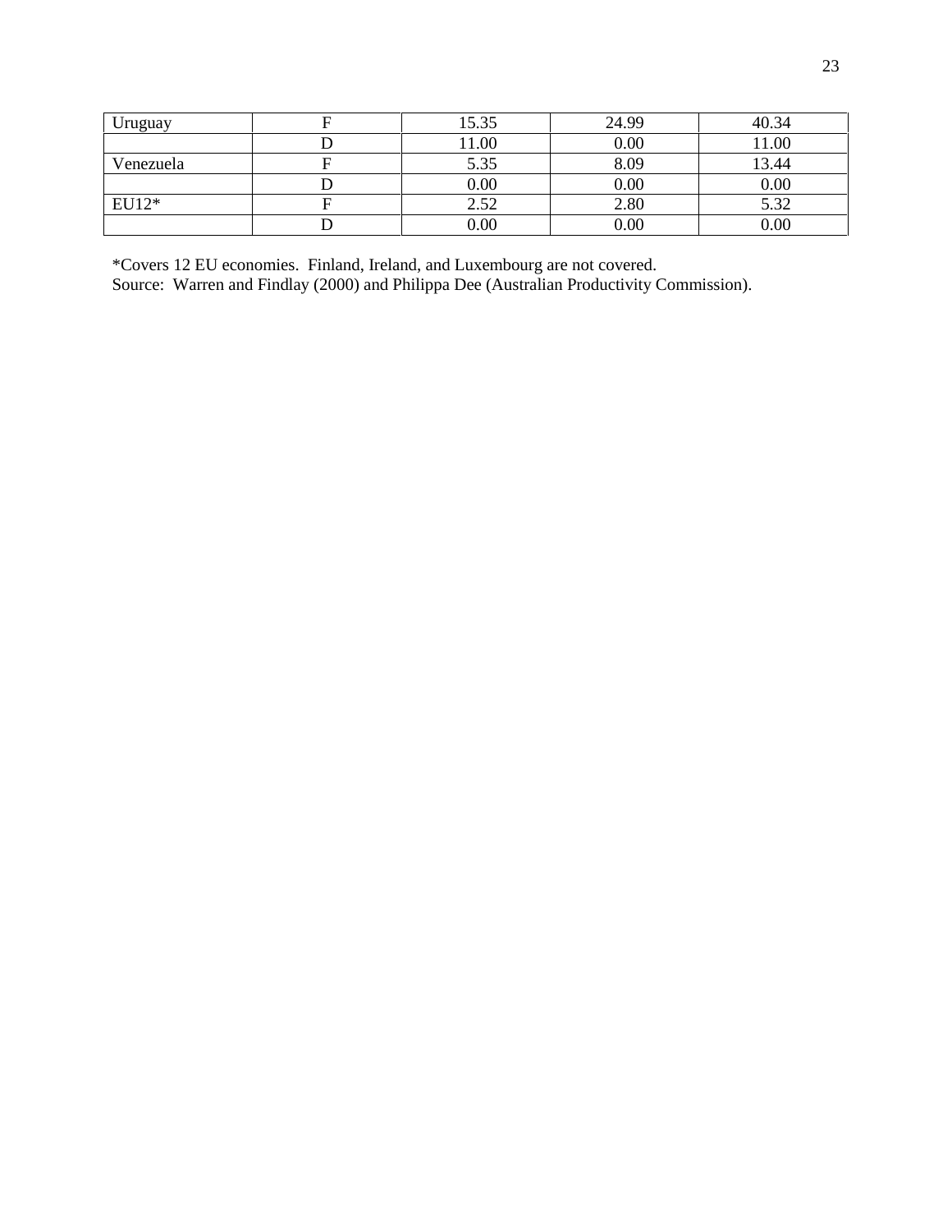| | | | | |
|---|---|---|---|---|
| Uruguay | F | 15.35 | 24.99 | 40.34 |
| | D | 11.00 | 0.00 | 11.00 |
| Venezuela | F | 5.35 | 8.09 | 13.44 |
| | D | 0.00 | 0.00 | 0.00 |
| EU12* | F | 2.52 | 2.80 | 5.32 |
| | D | 0.00 | 0.00 | 0.00 |

*Covers 12 EU economies. Finland, Ireland, and Luxembourg are not covered.
Source: Warren and Findlay (2000) and Philippa Dee (Australian Productivity Commission).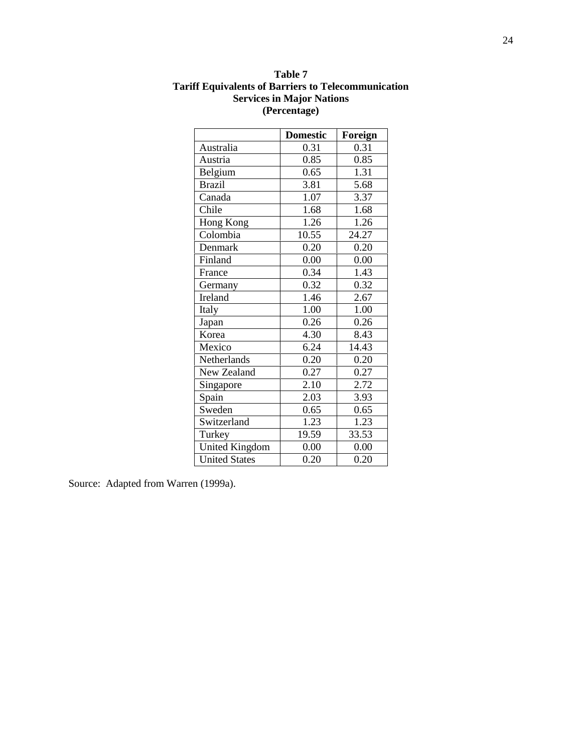**Table 7**
**Tariff Equivalents of Barriers to Telecommunication Services in Major Nations**
**(Percentage)**

| | Domestic | Foreign |
|---|---|---|
| Australia | 0.31 | 0.31 |
| Austria | 0.85 | 0.85 |
| Belgium | 0.65 | 1.31 |
| Brazil | 3.81 | 5.68 |
| Canada | 1.07 | 3.37 |
| Chile | 1.68 | 1.68 |
| Hong Kong | 1.26 | 1.26 |
| Colombia | 10.55 | 24.27 |
| Denmark | 0.20 | 0.20 |
| Finland | 0.00 | 0.00 |
| France | 0.34 | 1.43 |
| Germany | 0.32 | 0.32 |
| Ireland | 1.46 | 2.67 |
| Italy | 1.00 | 1.00 |
| Japan | 0.26 | 0.26 |
| Korea | 4.30 | 8.43 |
| Mexico | 6.24 | 14.43 |
| Netherlands | 0.20 | 0.20 |
| New Zealand | 0.27 | 0.27 |
| Singapore | 2.10 | 2.72 |
| Spain | 2.03 | 3.93 |
| Sweden | 0.65 | 0.65 |
| Switzerland | 1.23 | 1.23 |
| Turkey | 19.59 | 33.53 |
| United Kingdom | 0.00 | 0.00 |
| United States | 0.20 | 0.20 |

Source: Adapted from Warren (1999a).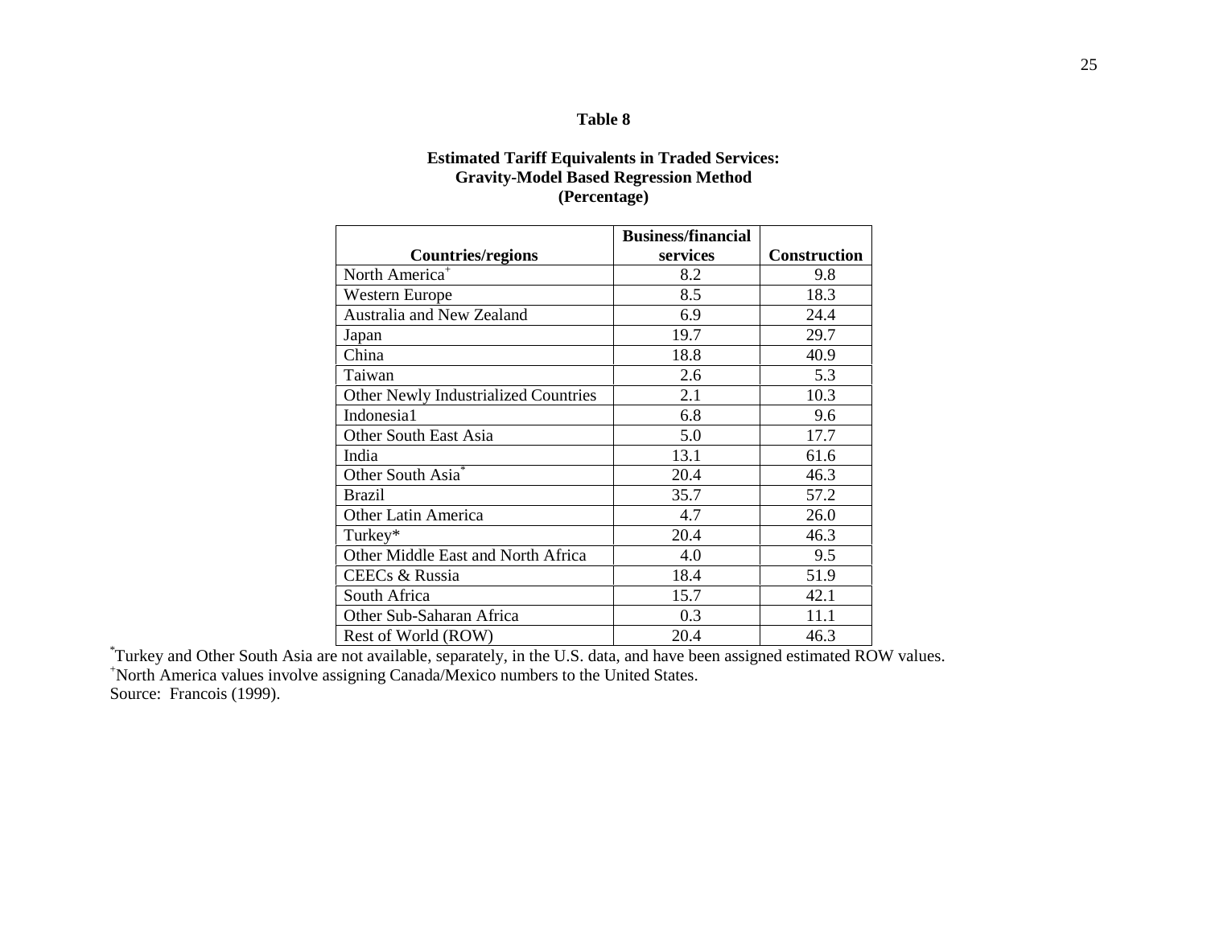**Table 8**

**Estimated Tariff Equivalents in Traded Services: Gravity-Model Based Regression Method (Percentage)**

| Countries/regions | Business/financial services | Construction |
|---|---|---|
| North America[+] | 8.2 | 9.8 |
| Western Europe | 8.5 | 18.3 |
| Australia and New Zealand | 6.9 | 24.4 |
| Japan | 19.7 | 29.7 |
| China | 18.8 | 40.9 |
| Taiwan | 2.6 | 5.3 |
| Other Newly Industrialized Countries | 2.1 | 10.3 |
| Indonesia1 | 6.8 | 9.6 |
| Other South East Asia | 5.0 | 17.7 |
| India | 13.1 | 61.6 |
| Other South Asia[*] | 20.4 | 46.3 |
| Brazil | 35.7 | 57.2 |
| Other Latin America | 4.7 | 26.0 |
| Turkey* | 20.4 | 46.3 |
| Other Middle East and North Africa | 4.0 | 9.5 |
| CEECs & Russia | 18.4 | 51.9 |
| South Africa | 15.7 | 42.1 |
| Other Sub-Saharan Africa | 0.3 | 11.1 |
| Rest of World (ROW) | 20.4 | 46.3 |

[*]Turkey and Other South Asia are not available, separately, in the U.S. data, and have been assigned estimated ROW values.
[+]North America values involve assigning Canada/Mexico numbers to the United States.
Source: Francois (1999).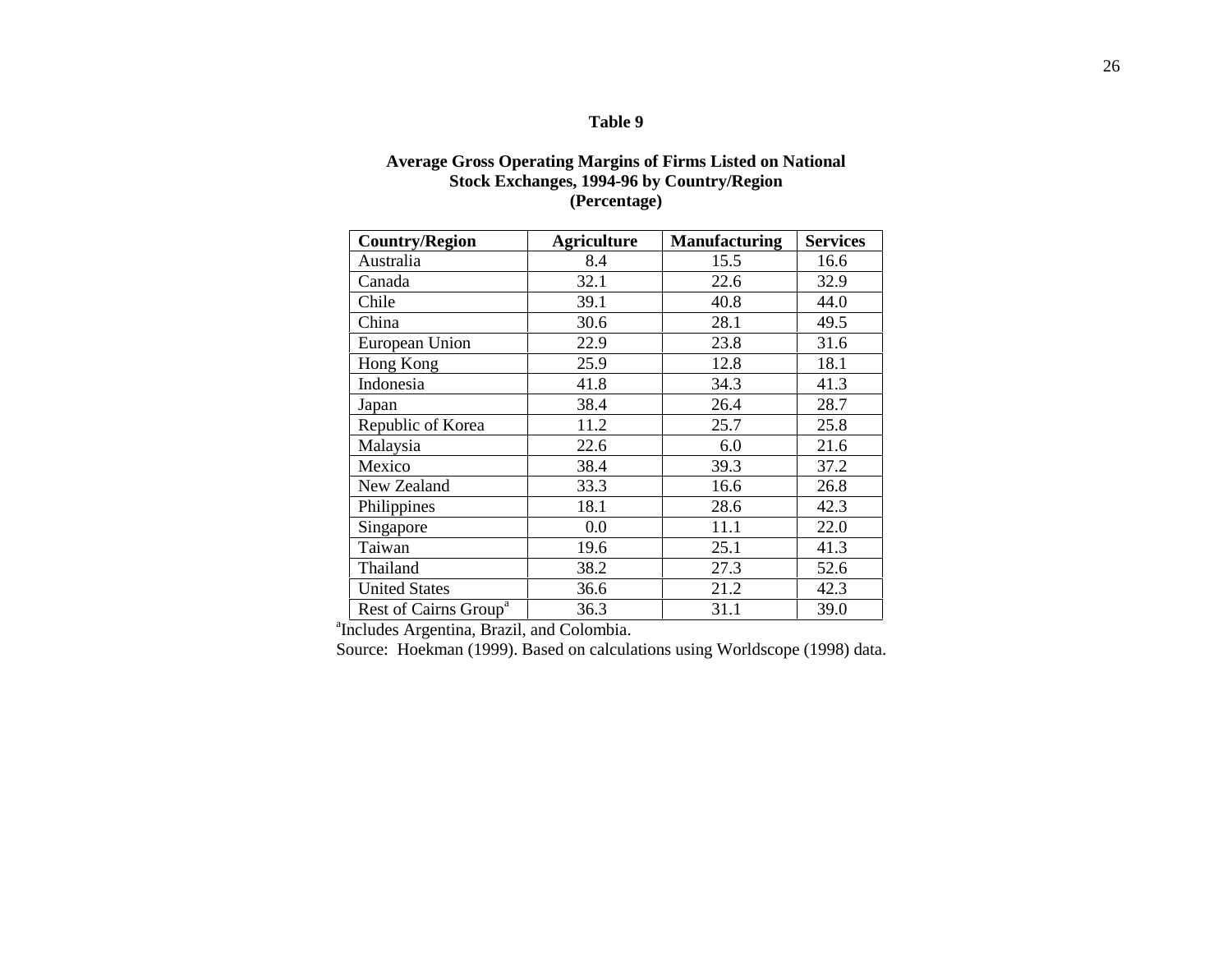**Table 9**

**Average Gross Operating Margins of Firms Listed on National Stock Exchanges, 1994-96 by Country/Region (Percentage)**

| Country/Region | Agriculture | Manufacturing | Services |
|---|---|---|---|
| Australia | 8.4 | 15.5 | 16.6 |
| Canada | 32.1 | 22.6 | 32.9 |
| Chile | 39.1 | 40.8 | 44.0 |
| China | 30.6 | 28.1 | 49.5 |
| European Union | 22.9 | 23.8 | 31.6 |
| Hong Kong | 25.9 | 12.8 | 18.1 |
| Indonesia | 41.8 | 34.3 | 41.3 |
| Japan | 38.4 | 26.4 | 28.7 |
| Republic of Korea | 11.2 | 25.7 | 25.8 |
| Malaysia | 22.6 | 6.0 | 21.6 |
| Mexico | 38.4 | 39.3 | 37.2 |
| New Zealand | 33.3 | 16.6 | 26.8 |
| Philippines | 18.1 | 28.6 | 42.3 |
| Singapore | 0.0 | 11.1 | 22.0 |
| Taiwan | 19.6 | 25.1 | 41.3 |
| Thailand | 38.2 | 27.3 | 52.6 |
| United States | 36.6 | 21.2 | 42.3 |
| Rest of Cairns Group[a] | 36.3 | 31.1 | 39.0 |

[a]Includes Argentina, Brazil, and Colombia.

Source: Hoekman (1999). Based on calculations using Worldscope (1998) data.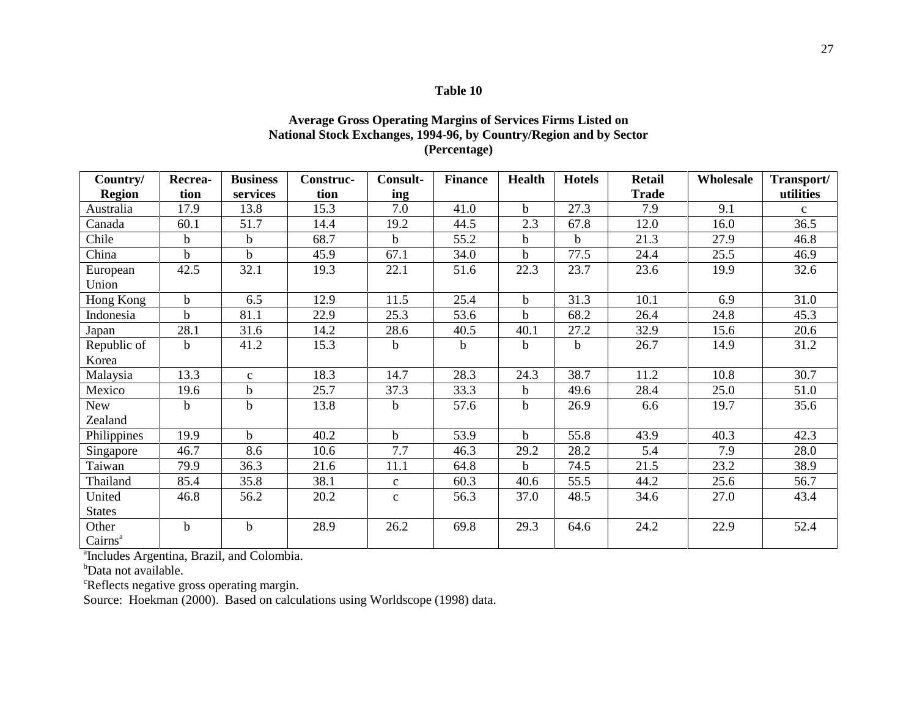**Table 10**

**Average Gross Operating Margins of Services Firms Listed on National Stock Exchanges, 1994-96, by Country/Region and by Sector (Percentage)**

| Country/ Region | Recreation | Business services | Construction | Consulting | Finance | Health | Hotels | Retail Trade | Wholesale | Transport/ utilities |
|---|---|---|---|---|---|---|---|---|---|---|
| Australia | 17.9 | 13.8 | 15.3 | 7.0 | 41.0 | b | 27.3 | 7.9 | 9.1 | c |
| Canada | 60.1 | 51.7 | 14.4 | 19.2 | 44.5 | 2.3 | 67.8 | 12.0 | 16.0 | 36.5 |
| Chile | b | b | 68.7 | b | 55.2 | b | b | 21.3 | 27.9 | 46.8 |
| China | b | b | 45.9 | 67.1 | 34.0 | b | 77.5 | 24.4 | 25.5 | 46.9 |
| European Union | 42.5 | 32.1 | 19.3 | 22.1 | 51.6 | 22.3 | 23.7 | 23.6 | 19.9 | 32.6 |
| Hong Kong | b | 6.5 | 12.9 | 11.5 | 25.4 | b | 31.3 | 10.1 | 6.9 | 31.0 |
| Indonesia | b | 81.1 | 22.9 | 25.3 | 53.6 | b | 68.2 | 26.4 | 24.8 | 45.3 |
| Japan | 28.1 | 31.6 | 14.2 | 28.6 | 40.5 | 40.1 | 27.2 | 32.9 | 15.6 | 20.6 |
| Republic of Korea | b | 41.2 | 15.3 | b | b | b | b | 26.7 | 14.9 | 31.2 |
| Malaysia | 13.3 | c | 18.3 | 14.7 | 28.3 | 24.3 | 38.7 | 11.2 | 10.8 | 30.7 |
| Mexico | 19.6 | b | 25.7 | 37.3 | 33.3 | b | 49.6 | 28.4 | 25.0 | 51.0 |
| New Zealand | b | b | 13.8 | b | 57.6 | b | 26.9 | 6.6 | 19.7 | 35.6 |
| Philippines | 19.9 | b | 40.2 | b | 53.9 | b | 55.8 | 43.9 | 40.3 | 42.3 |
| Singapore | 46.7 | 8.6 | 10.6 | 7.7 | 46.3 | 29.2 | 28.2 | 5.4 | 7.9 | 28.0 |
| Taiwan | 79.9 | 36.3 | 21.6 | 11.1 | 64.8 | b | 74.5 | 21.5 | 23.2 | 38.9 |
| Thailand | 85.4 | 35.8 | 38.1 | c | 60.3 | 40.6 | 55.5 | 44.2 | 25.6 | 56.7 |
| United States | 46.8 | 56.2 | 20.2 | c | 56.3 | 37.0 | 48.5 | 34.6 | 27.0 | 43.4 |
| Other Cairns[a] | b | b | 28.9 | 26.2 | 69.8 | 29.3 | 64.6 | 24.2 | 22.9 | 52.4 |

[a]Includes Argentina, Brazil, and Colombia.
[b]Data not available.
[c]Reflects negative gross operating margin.
Source: Hoekman (2000). Based on calculations using Worldscope (1998) data.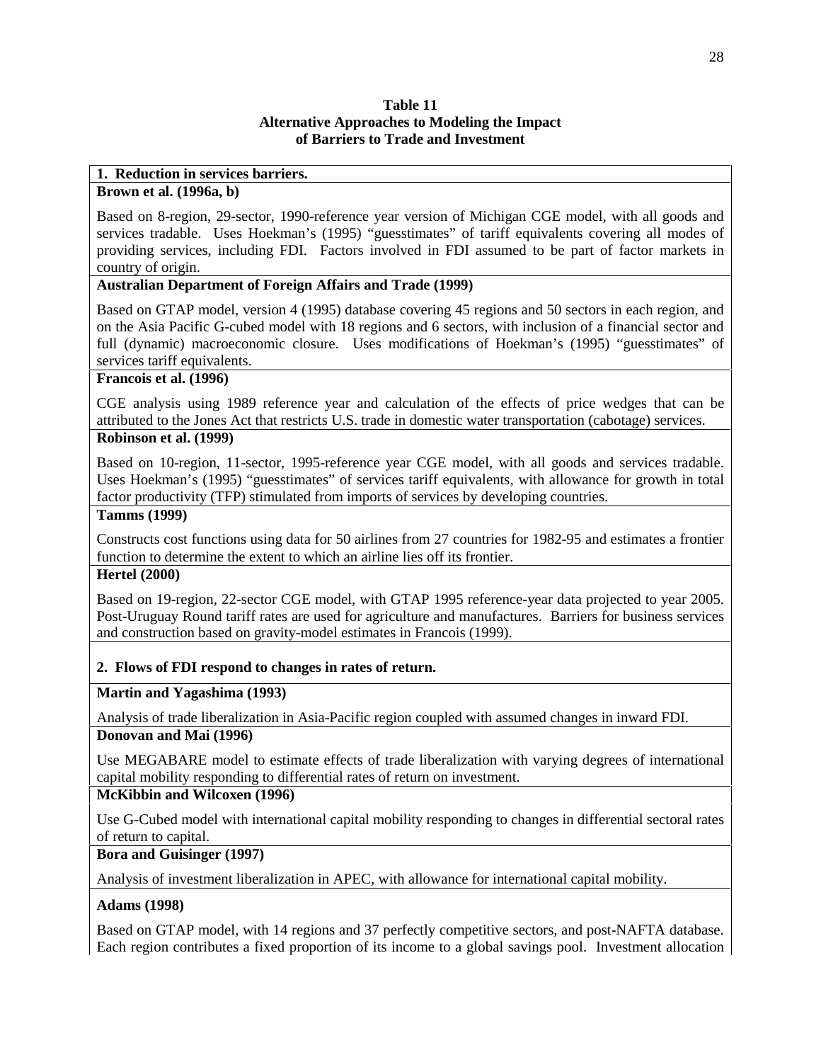**Table 11**
**Alternative Approaches to Modeling the Impact of Barriers to Trade and Investment**

| |
|---|
| **1. Reduction in services barriers.** |
| **Brown et al. (1996a, b)** |
| Based on 8-region, 29-sector, 1990-reference year version of Michigan CGE model, with all goods and services tradable. Uses Hoekman's (1995) "guesstimates" of tariff equivalents covering all modes of providing services, including FDI. Factors involved in FDI assumed to be part of factor markets in country of origin. |
| **Australian Department of Foreign Affairs and Trade (1999)** |
| Based on GTAP model, version 4 (1995) database covering 45 regions and 50 sectors in each region, and on the Asia Pacific G-cubed model with 18 regions and 6 sectors, with inclusion of a financial sector and full (dynamic) macroeconomic closure. Uses modifications of Hoekman's (1995) "guesstimates" of services tariff equivalents. |
| **Francois et al. (1996)** |
| CGE analysis using 1989 reference year and calculation of the effects of price wedges that can be attributed to the Jones Act that restricts U.S. trade in domestic water transportation (cabotage) services. |
| **Robinson et al. (1999)** |
| Based on 10-region, 11-sector, 1995-reference year CGE model, with all goods and services tradable. Uses Hoekman's (1995) "guesstimates" of services tariff equivalents, with allowance for growth in total factor productivity (TFP) stimulated from imports of services by developing countries. |
| **Tamms (1999)** |
| Constructs cost functions using data for 50 airlines from 27 countries for 1982-95 and estimates a frontier function to determine the extent to which an airline lies off its frontier. |
| **Hertel (2000)** |
| Based on 19-region, 22-sector CGE model, with GTAP 1995 reference-year data projected to year 2005. Post-Uruguay Round tariff rates are used for agriculture and manufactures. Barriers for business services and construction based on gravity-model estimates in Francois (1999). |
| **2. Flows of FDI respond to changes in rates of return.** |
| **Martin and Yagashima (1993)** |
| Analysis of trade liberalization in Asia-Pacific region coupled with assumed changes in inward FDI. |
| **Donovan and Mai (1996)** |
| Use MEGABARE model to estimate effects of trade liberalization with varying degrees of international capital mobility responding to differential rates of return on investment. |
| **McKibbin and Wilcoxen (1996)** |
| Use G-Cubed model with international capital mobility responding to changes in differential sectoral rates of return to capital. |
| **Bora and Guisinger (1997)** |
| Analysis of investment liberalization in APEC, with allowance for international capital mobility. |
| **Adams (1998)** |
| Based on GTAP model, with 14 regions and 37 perfectly competitive sectors, and post-NAFTA database. Each region contributes a fixed proportion of its income to a global savings pool. Investment allocation |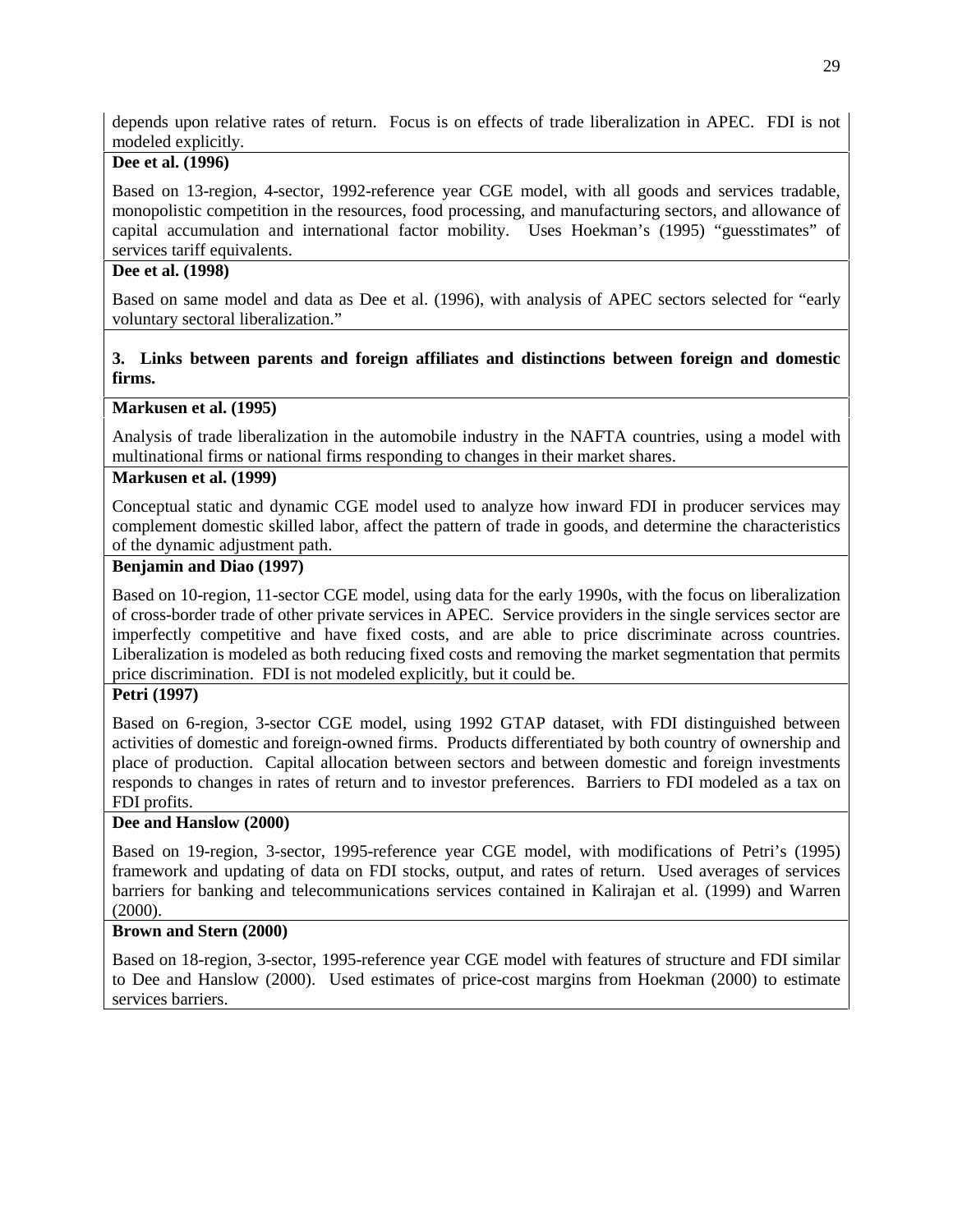depends upon relative rates of return. Focus is on effects of trade liberalization in APEC. FDI is not modeled explicitly.

**Dee et al. (1996)**

Based on 13-region, 4-sector, 1992-reference year CGE model, with all goods and services tradable, monopolistic competition in the resources, food processing, and manufacturing sectors, and allowance of capital accumulation and international factor mobility. Uses Hoekman's (1995) "guesstimates" of services tariff equivalents.

**Dee et al. (1998)**

Based on same model and data as Dee et al. (1996), with analysis of APEC sectors selected for "early voluntary sectoral liberalization."

**3. Links between parents and foreign affiliates and distinctions between foreign and domestic firms.**

**Markusen et al. (1995)**

Analysis of trade liberalization in the automobile industry in the NAFTA countries, using a model with multinational firms or national firms responding to changes in their market shares.

**Markusen et al. (1999)**

Conceptual static and dynamic CGE model used to analyze how inward FDI in producer services may complement domestic skilled labor, affect the pattern of trade in goods, and determine the characteristics of the dynamic adjustment path.

**Benjamin and Diao (1997)**

Based on 10-region, 11-sector CGE model, using data for the early 1990s, with the focus on liberalization of cross-border trade of other private services in APEC. Service providers in the single services sector are imperfectly competitive and have fixed costs, and are able to price discriminate across countries. Liberalization is modeled as both reducing fixed costs and removing the market segmentation that permits price discrimination. FDI is not modeled explicitly, but it could be.

**Petri (1997)**

Based on 6-region, 3-sector CGE model, using 1992 GTAP dataset, with FDI distinguished between activities of domestic and foreign-owned firms. Products differentiated by both country of ownership and place of production. Capital allocation between sectors and between domestic and foreign investments responds to changes in rates of return and to investor preferences. Barriers to FDI modeled as a tax on FDI profits.

**Dee and Hanslow (2000)**

Based on 19-region, 3-sector, 1995-reference year CGE model, with modifications of Petri's (1995) framework and updating of data on FDI stocks, output, and rates of return. Used averages of services barriers for banking and telecommunications services contained in Kalirajan et al. (1999) and Warren (2000).

**Brown and Stern (2000)**

Based on 18-region, 3-sector, 1995-reference year CGE model with features of structure and FDI similar to Dee and Hanslow (2000). Used estimates of price-cost margins from Hoekman (2000) to estimate services barriers.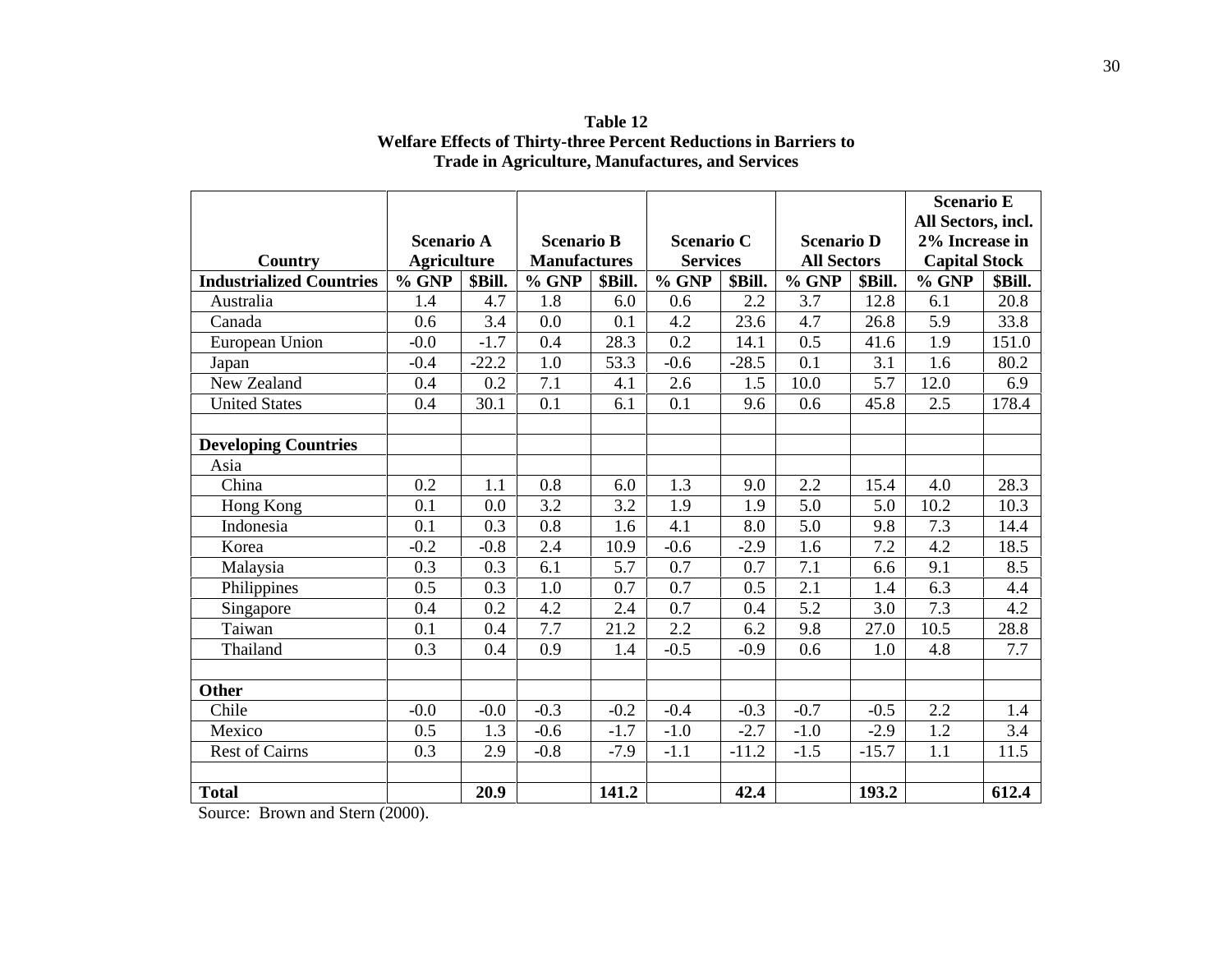**Table 12**
**Welfare Effects of Thirty-three Percent Reductions in Barriers to Trade in Agriculture, Manufactures, and Services**

| Country | Scenario A Agriculture | | Scenario B Manufactures | | Scenario C Services | | Scenario D All Sectors | | Scenario E All Sectors, incl. 2% Increase in Capital Stock | |
|---|---|---|---|---|---|---|---|---|---|---|
| **Industrialized Countries** | **% GNP** | **$Bill.** | **% GNP** | **$Bill.** | **% GNP** | **$Bill.** | **% GNP** | **$Bill.** | **% GNP** | **$Bill.** |
| Australia | 1.4 | 4.7 | 1.8 | 6.0 | 0.6 | 2.2 | 3.7 | 12.8 | 6.1 | 20.8 |
| Canada | 0.6 | 3.4 | 0.0 | 0.1 | 4.2 | 23.6 | 4.7 | 26.8 | 5.9 | 33.8 |
| European Union | -0.0 | -1.7 | 0.4 | 28.3 | 0.2 | 14.1 | 0.5 | 41.6 | 1.9 | 151.0 |
| Japan | -0.4 | -22.2 | 1.0 | 53.3 | -0.6 | -28.5 | 0.1 | 3.1 | 1.6 | 80.2 |
| New Zealand | 0.4 | 0.2 | 7.1 | 4.1 | 2.6 | 1.5 | 10.0 | 5.7 | 12.0 | 6.9 |
| United States | 0.4 | 30.1 | 0.1 | 6.1 | 0.1 | 9.6 | 0.6 | 45.8 | 2.5 | 178.4 |
| | | | | | | | | | | |
| **Developing Countries** | | | | | | | | | | |
| Asia | | | | | | | | | | |
| China | 0.2 | 1.1 | 0.8 | 6.0 | 1.3 | 9.0 | 2.2 | 15.4 | 4.0 | 28.3 |
| Hong Kong | 0.1 | 0.0 | 3.2 | 3.2 | 1.9 | 1.9 | 5.0 | 5.0 | 10.2 | 10.3 |
| Indonesia | 0.1 | 0.3 | 0.8 | 1.6 | 4.1 | 8.0 | 5.0 | 9.8 | 7.3 | 14.4 |
| Korea | -0.2 | -0.8 | 2.4 | 10.9 | -0.6 | -2.9 | 1.6 | 7.2 | 4.2 | 18.5 |
| Malaysia | 0.3 | 0.3 | 6.1 | 5.7 | 0.7 | 0.7 | 7.1 | 6.6 | 9.1 | 8.5 |
| Philippines | 0.5 | 0.3 | 1.0 | 0.7 | 0.7 | 0.5 | 2.1 | 1.4 | 6.3 | 4.4 |
| Singapore | 0.4 | 0.2 | 4.2 | 2.4 | 0.7 | 0.4 | 5.2 | 3.0 | 7.3 | 4.2 |
| Taiwan | 0.1 | 0.4 | 7.7 | 21.2 | 2.2 | 6.2 | 9.8 | 27.0 | 10.5 | 28.8 |
| Thailand | 0.3 | 0.4 | 0.9 | 1.4 | -0.5 | -0.9 | 0.6 | 1.0 | 4.8 | 7.7 |
| | | | | | | | | | | |
| **Other** | | | | | | | | | | |
| Chile | -0.0 | -0.0 | -0.3 | -0.2 | -0.4 | -0.3 | -0.7 | -0.5 | 2.2 | 1.4 |
| Mexico | 0.5 | 1.3 | -0.6 | -1.7 | -1.0 | -2.7 | -1.0 | -2.9 | 1.2 | 3.4 |
| Rest of Cairns | 0.3 | 2.9 | -0.8 | -7.9 | -1.1 | -11.2 | -1.5 | -15.7 | 1.1 | 11.5 |
| | | | | | | | | | | |
| **Total** | | **20.9** | | **141.2** | | **42.4** | | **193.2** | | **612.4** |

Source: Brown and Stern (2000).